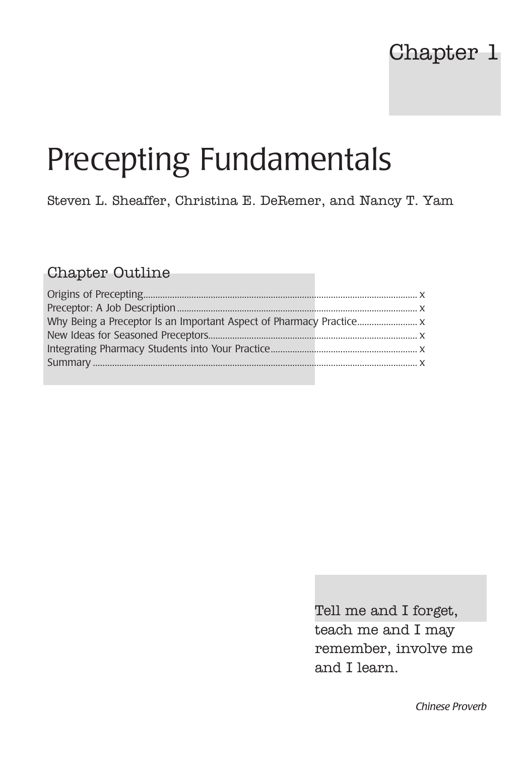# Chapter 1

# Precepting Fundamentals

Steven L. Sheaffer, Christina E. DeRemer, and Nancy T. Yam

## Chapter Outline

Origins of Precepting ........................................ x
Preceptor: A Job Description ........................................ x
Why Being a Preceptor Is an Important Aspect of Pharmacy Practice ........................................ x
New Ideas for Seasoned Preceptors ........................................ x
Integrating Pharmacy Students into Your Practice ........................................ x
Summary ........................................ x

Tell me and I forget, teach me and I may remember, involve me and I learn.

*Chinese Proverb*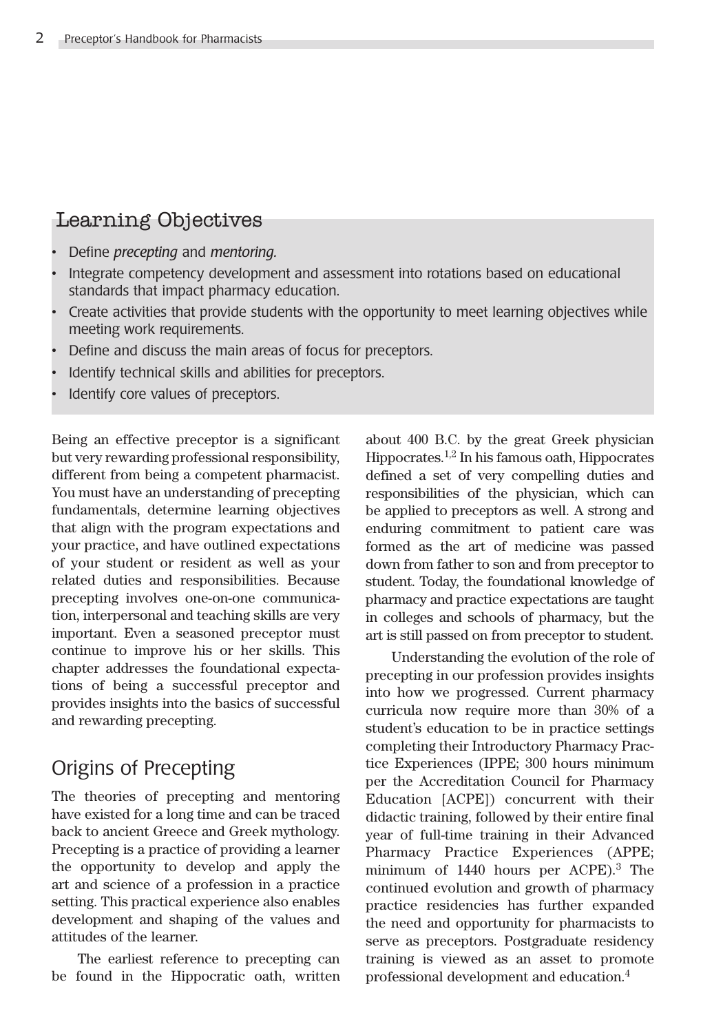## Learning Objectives

- Define *precepting* and *mentoring.*
- Integrate competency development and assessment into rotations based on educational standards that impact pharmacy education.
- Create activities that provide students with the opportunity to meet learning objectives while meeting work requirements.
- Define and discuss the main areas of focus for preceptors.
- Identify technical skills and abilities for preceptors.
- Identify core values of preceptors.

Being an effective preceptor is a significant but very rewarding professional responsibility, different from being a competent pharmacist. You must have an understanding of precepting fundamentals, determine learning objectives that align with the program expectations and your practice, and have outlined expectations of your student or resident as well as your related duties and responsibilities. Because precepting involves one-on-one communication, interpersonal and teaching skills are very important. Even a seasoned preceptor must continue to improve his or her skills. This chapter addresses the foundational expectations of being a successful preceptor and provides insights into the basics of successful and rewarding precepting.

## Origins of Precepting

The theories of precepting and mentoring have existed for a long time and can be traced back to ancient Greece and Greek mythology. Precepting is a practice of providing a learner the opportunity to develop and apply the art and science of a profession in a practice setting. This practical experience also enables development and shaping of the values and attitudes of the learner.

The earliest reference to precepting can be found in the Hippocratic oath, written about 400 B.C. by the great Greek physician Hippocrates.[1,2] In his famous oath, Hippocrates defined a set of very compelling duties and responsibilities of the physician, which can be applied to preceptors as well. A strong and enduring commitment to patient care was formed as the art of medicine was passed down from father to son and from preceptor to student. Today, the foundational knowledge of pharmacy and practice expectations are taught in colleges and schools of pharmacy, but the art is still passed on from preceptor to student.

Understanding the evolution of the role of precepting in our profession provides insights into how we progressed. Current pharmacy curricula now require more than 30% of a student's education to be in practice settings completing their Introductory Pharmacy Practice Experiences (IPPE; 300 hours minimum per the Accreditation Council for Pharmacy Education [ACPE]) concurrent with their didactic training, followed by their entire final year of full-time training in their Advanced Pharmacy Practice Experiences (APPE; minimum of 1440 hours per ACPE).[3] The continued evolution and growth of pharmacy practice residencies has further expanded the need and opportunity for pharmacists to serve as preceptors. Postgraduate residency training is viewed as an asset to promote professional development and education.[4]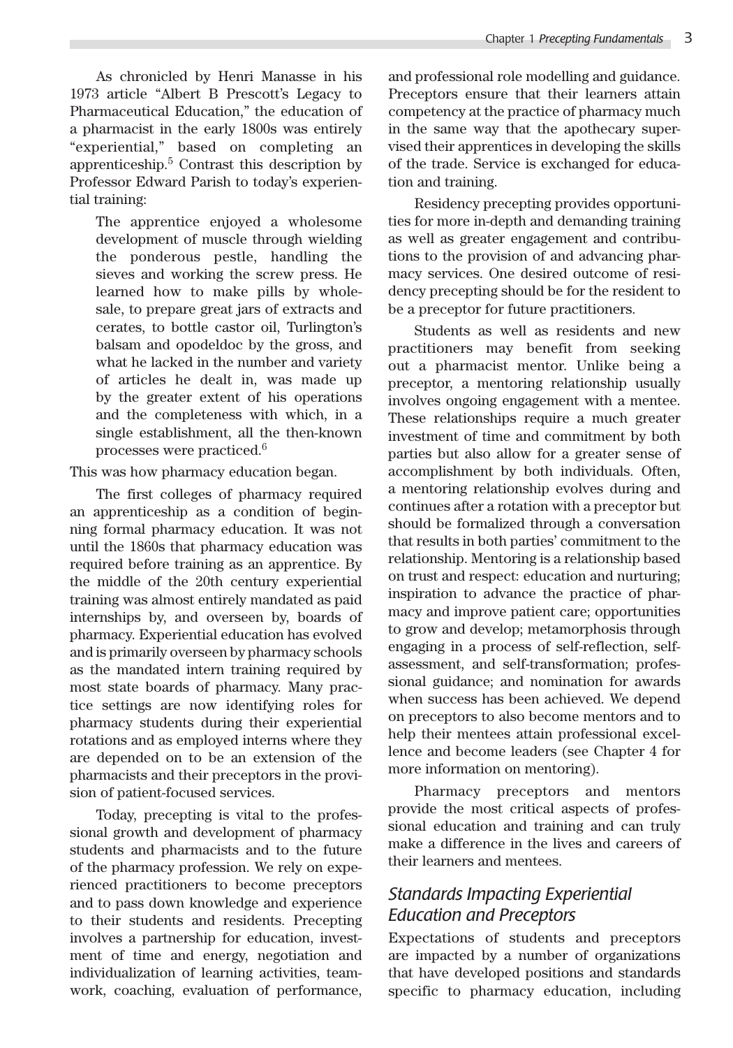As chronicled by Henri Manasse in his 1973 article "Albert B Prescott's Legacy to Pharmaceutical Education," the education of a pharmacist in the early 1800s was entirely "experiential," based on completing an apprenticeship.[5] Contrast this description by Professor Edward Parish to today's experiential training:

> The apprentice enjoyed a wholesome development of muscle through wielding the ponderous pestle, handling the sieves and working the screw press. He learned how to make pills by wholesale, to prepare great jars of extracts and cerates, to bottle castor oil, Turlington's balsam and opodeldoc by the gross, and what he lacked in the number and variety of articles he dealt in, was made up by the greater extent of his operations and the completeness with which, in a single establishment, all the then-known processes were practiced.[6]

This was how pharmacy education began.

The first colleges of pharmacy required an apprenticeship as a condition of beginning formal pharmacy education. It was not until the 1860s that pharmacy education was required before training as an apprentice. By the middle of the 20th century experiential training was almost entirely mandated as paid internships by, and overseen by, boards of pharmacy. Experiential education has evolved and is primarily overseen by pharmacy schools as the mandated intern training required by most state boards of pharmacy. Many practice settings are now identifying roles for pharmacy students during their experiential rotations and as employed interns where they are depended on to be an extension of the pharmacists and their preceptors in the provision of patient-focused services.

Today, precepting is vital to the professional growth and development of pharmacy students and pharmacists and to the future of the pharmacy profession. We rely on experienced practitioners to become preceptors and to pass down knowledge and experience to their students and residents. Precepting involves a partnership for education, investment of time and energy, negotiation and individualization of learning activities, teamwork, coaching, evaluation of performance, and professional role modelling and guidance. Preceptors ensure that their learners attain competency at the practice of pharmacy much in the same way that the apothecary supervised their apprentices in developing the skills of the trade. Service is exchanged for education and training.

Residency precepting provides opportunities for more in-depth and demanding training as well as greater engagement and contributions to the provision of and advancing pharmacy services. One desired outcome of residency precepting should be for the resident to be a preceptor for future practitioners.

Students as well as residents and new practitioners may benefit from seeking out a pharmacist mentor. Unlike being a preceptor, a mentoring relationship usually involves ongoing engagement with a mentee. These relationships require a much greater investment of time and commitment by both parties but also allow for a greater sense of accomplishment by both individuals. Often, a mentoring relationship evolves during and continues after a rotation with a preceptor but should be formalized through a conversation that results in both parties' commitment to the relationship. Mentoring is a relationship based on trust and respect: education and nurturing; inspiration to advance the practice of pharmacy and improve patient care; opportunities to grow and develop; metamorphosis through engaging in a process of self-reflection, self-assessment, and self-transformation; professional guidance; and nomination for awards when success has been achieved. We depend on preceptors to also become mentors and to help their mentees attain professional excellence and become leaders (see Chapter 4 for more information on mentoring).

Pharmacy preceptors and mentors provide the most critical aspects of professional education and training and can truly make a difference in the lives and careers of their learners and mentees.

## *Standards Impacting Experiential Education and Preceptors*

Expectations of students and preceptors are impacted by a number of organizations that have developed positions and standards specific to pharmacy education, including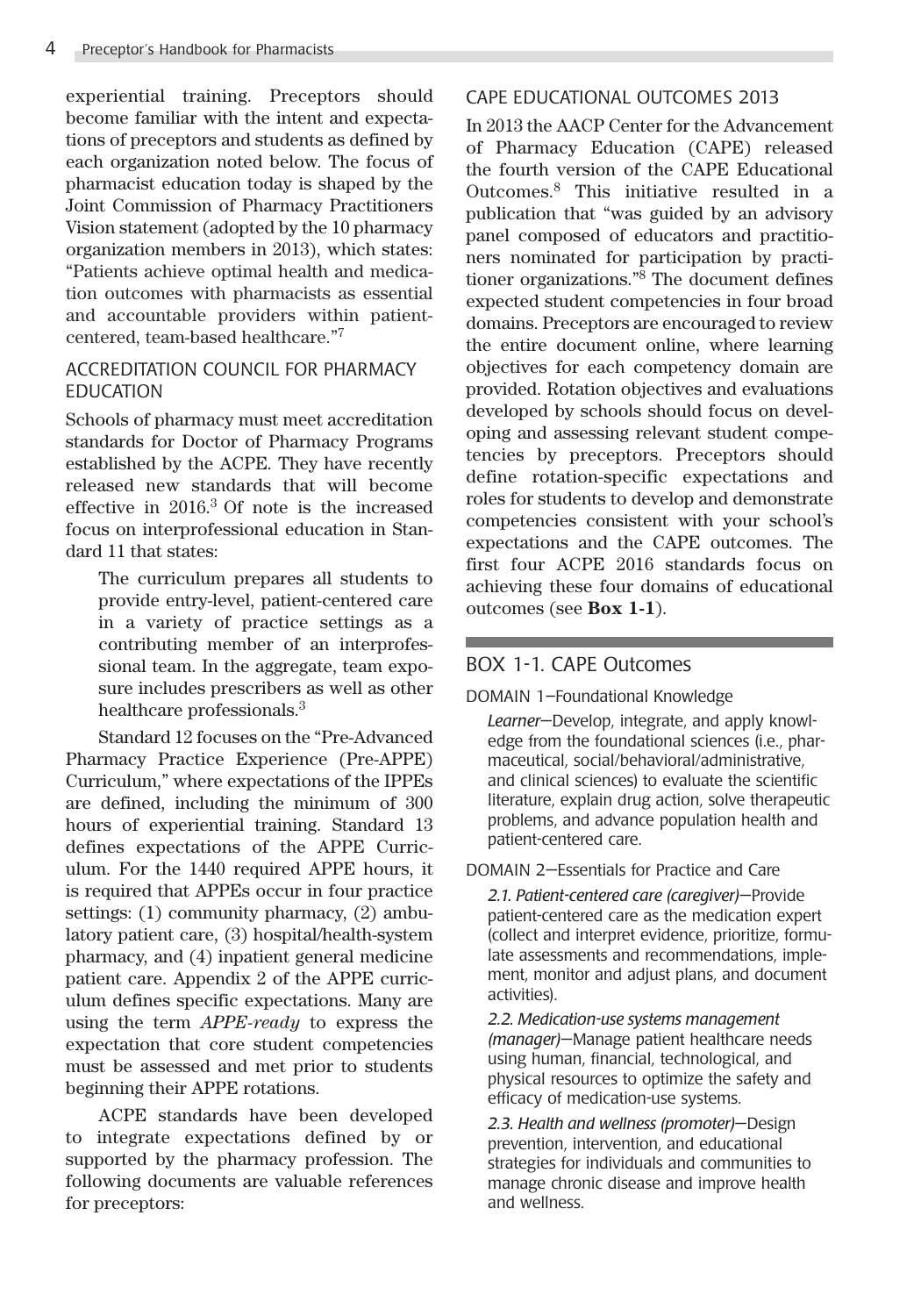experiential training. Preceptors should become familiar with the intent and expectations of preceptors and students as defined by each organization noted below. The focus of pharmacist education today is shaped by the Joint Commission of Pharmacy Practitioners Vision statement (adopted by the 10 pharmacy organization members in 2013), which states: "Patients achieve optimal health and medication outcomes with pharmacists as essential and accountable providers within patient-centered, team-based healthcare."[7]

## ACCREDITATION COUNCIL FOR PHARMACY EDUCATION

Schools of pharmacy must meet accreditation standards for Doctor of Pharmacy Programs established by the ACPE. They have recently released new standards that will become effective in 2016.[3] Of note is the increased focus on interprofessional education in Standard 11 that states:

> The curriculum prepares all students to provide entry-level, patient-centered care in a variety of practice settings as a contributing member of an interprofessional team. In the aggregate, team exposure includes prescribers as well as other healthcare professionals.[3]

Standard 12 focuses on the "Pre-Advanced Pharmacy Practice Experience (Pre-APPE) Curriculum," where expectations of the IPPEs are defined, including the minimum of 300 hours of experiential training. Standard 13 defines expectations of the APPE Curriculum. For the 1440 required APPE hours, it is required that APPEs occur in four practice settings: (1) community pharmacy, (2) ambulatory patient care, (3) hospital/health-system pharmacy, and (4) inpatient general medicine patient care. Appendix 2 of the APPE curriculum defines specific expectations. Many are using the term *APPE-ready* to express the expectation that core student competencies must be assessed and met prior to students beginning their APPE rotations.

ACPE standards have been developed to integrate expectations defined by or supported by the pharmacy profession. The following documents are valuable references for preceptors:

## CAPE EDUCATIONAL OUTCOMES 2013

In 2013 the AACP Center for the Advancement of Pharmacy Education (CAPE) released the fourth version of the CAPE Educational Outcomes.[8] This initiative resulted in a publication that "was guided by an advisory panel composed of educators and practitioners nominated for participation by practitioner organizations."[8] The document defines expected student competencies in four broad domains. Preceptors are encouraged to review the entire document online, where learning objectives for each competency domain are provided. Rotation objectives and evaluations developed by schools should focus on developing and assessing relevant student competencies by preceptors. Preceptors should define rotation-specific expectations and roles for students to develop and demonstrate competencies consistent with your school's expectations and the CAPE outcomes. The first four ACPE 2016 standards focus on achieving these four domains of educational outcomes (see **Box 1-1**).

## BOX 1-1. CAPE Outcomes

DOMAIN 1—Foundational Knowledge

*Learner*—Develop, integrate, and apply knowledge from the foundational sciences (i.e., pharmaceutical, social/behavioral/administrative, and clinical sciences) to evaluate the scientific literature, explain drug action, solve therapeutic problems, and advance population health and patient-centered care.

DOMAIN 2—Essentials for Practice and Care

*2.1. Patient-centered care (caregiver)*—Provide patient-centered care as the medication expert (collect and interpret evidence, prioritize, formulate assessments and recommendations, implement, monitor and adjust plans, and document activities).

*2.2. Medication-use systems management (manager)*—Manage patient healthcare needs using human, financial, technological, and physical resources to optimize the safety and efficacy of medication-use systems.

*2.3. Health and wellness (promoter)*—Design prevention, intervention, and educational strategies for individuals and communities to manage chronic disease and improve health and wellness.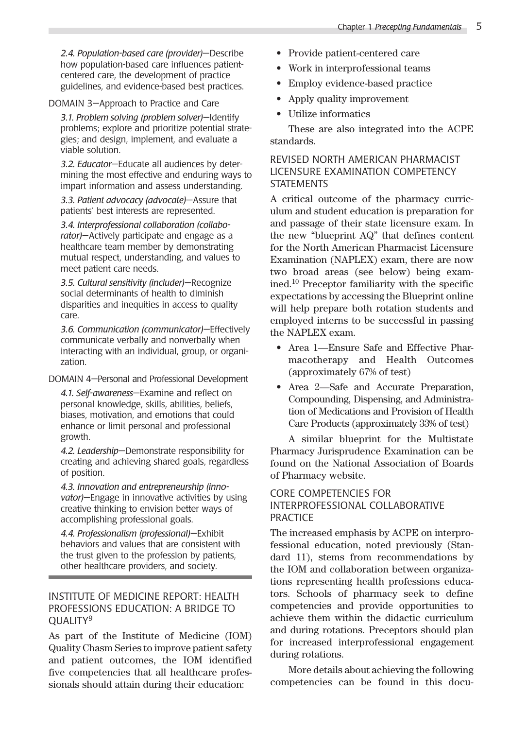*2.4. Population-based care (provider)*—Describe how population-based care influences patient-centered care, the development of practice guidelines, and evidence-based best practices.

DOMAIN 3—Approach to Practice and Care

*3.1. Problem solving (problem solver)*—Identify problems; explore and prioritize potential strategies; and design, implement, and evaluate a viable solution.

*3.2. Educator*—Educate all audiences by determining the most effective and enduring ways to impart information and assess understanding.

*3.3. Patient advocacy (advocate)*—Assure that patients' best interests are represented.

*3.4. Interprofessional collaboration (collaborator)*—Actively participate and engage as a healthcare team member by demonstrating mutual respect, understanding, and values to meet patient care needs.

*3.5. Cultural sensitivity (includer)*—Recognize social determinants of health to diminish disparities and inequities in access to quality care.

*3.6. Communication (communicator)*—Effectively communicate verbally and nonverbally when interacting with an individual, group, or organization.

DOMAIN 4—Personal and Professional Development

*4.1. Self-awareness*—Examine and reflect on personal knowledge, skills, abilities, beliefs, biases, motivation, and emotions that could enhance or limit personal and professional growth.

*4.2. Leadership*—Demonstrate responsibility for creating and achieving shared goals, regardless of position.

*4.3. Innovation and entrepreneurship (innovator)*—Engage in innovative activities by using creative thinking to envision better ways of accomplishing professional goals.

*4.4. Professionalism (professional)*—Exhibit behaviors and values that are consistent with the trust given to the profession by patients, other healthcare providers, and society.

## INSTITUTE OF MEDICINE REPORT: HEALTH PROFESSIONS EDUCATION: A BRIDGE TO QUALITY[9]

As part of the Institute of Medicine (IOM) Quality Chasm Series to improve patient safety and patient outcomes, the IOM identified five competencies that all healthcare professionals should attain during their education:

- Provide patient-centered care
- Work in interprofessional teams
- Employ evidence-based practice
- Apply quality improvement
- Utilize informatics

These are also integrated into the ACPE standards.

## REVISED NORTH AMERICAN PHARMACIST LICENSURE EXAMINATION COMPETENCY STATEMENTS

A critical outcome of the pharmacy curriculum and student education is preparation for and passage of their state licensure exam. In the new "blueprint AQ" that defines content for the North American Pharmacist Licensure Examination (NAPLEX) exam, there are now two broad areas (see below) being examined.[10] Preceptor familiarity with the specific expectations by accessing the Blueprint online will help prepare both rotation students and employed interns to be successful in passing the NAPLEX exam.

- Area 1—Ensure Safe and Effective Pharmacotherapy and Health Outcomes (approximately 67% of test)
- Area 2—Safe and Accurate Preparation, Compounding, Dispensing, and Administration of Medications and Provision of Health Care Products (approximately 33% of test)

A similar blueprint for the Multistate Pharmacy Jurisprudence Examination can be found on the National Association of Boards of Pharmacy website.

## CORE COMPETENCIES FOR INTERPROFESSIONAL COLLABORATIVE PRACTICE

The increased emphasis by ACPE on interprofessional education, noted previously (Standard 11), stems from recommendations by the IOM and collaboration between organizations representing health professions educators. Schools of pharmacy seek to define competencies and provide opportunities to achieve them within the didactic curriculum and during rotations. Preceptors should plan for increased interprofessional engagement during rotations.

More details about achieving the following competencies can be found in this docu-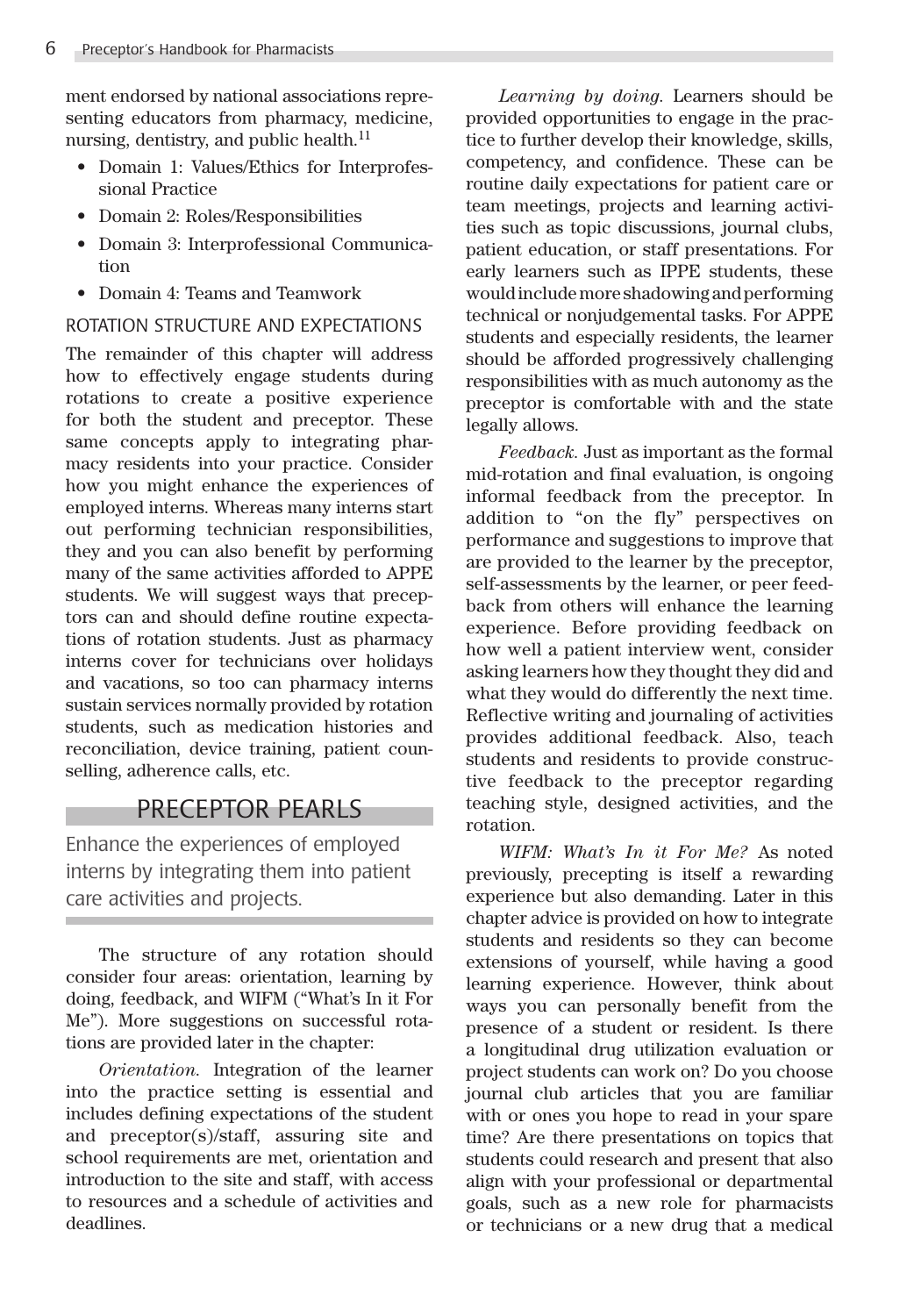ment endorsed by national associations representing educators from pharmacy, medicine, nursing, dentistry, and public health.[11]

- Domain 1: Values/Ethics for Interprofessional Practice
- Domain 2: Roles/Responsibilities
- Domain 3: Interprofessional Communication
- Domain 4: Teams and Teamwork

### ROTATION STRUCTURE AND EXPECTATIONS

The remainder of this chapter will address how to effectively engage students during rotations to create a positive experience for both the student and preceptor. These same concepts apply to integrating pharmacy residents into your practice. Consider how you might enhance the experiences of employed interns. Whereas many interns start out performing technician responsibilities, they and you can also benefit by performing many of the same activities afforded to APPE students. We will suggest ways that preceptors can and should define routine expectations of rotation students. Just as pharmacy interns cover for technicians over holidays and vacations, so too can pharmacy interns sustain services normally provided by rotation students, such as medication histories and reconciliation, device training, patient counselling, adherence calls, etc.

## PRECEPTOR PEARLS

Enhance the experiences of employed interns by integrating them into patient care activities and projects.

The structure of any rotation should consider four areas: orientation, learning by doing, feedback, and WIFM ("What's In it For Me"). More suggestions on successful rotations are provided later in the chapter:

*Orientation.* Integration of the learner into the practice setting is essential and includes defining expectations of the student and preceptor(s)/staff, assuring site and school requirements are met, orientation and introduction to the site and staff, with access to resources and a schedule of activities and deadlines.

*Learning by doing.* Learners should be provided opportunities to engage in the practice to further develop their knowledge, skills, competency, and confidence. These can be routine daily expectations for patient care or team meetings, projects and learning activities such as topic discussions, journal clubs, patient education, or staff presentations. For early learners such as IPPE students, these would include more shadowing and performing technical or nonjudgemental tasks. For APPE students and especially residents, the learner should be afforded progressively challenging responsibilities with as much autonomy as the preceptor is comfortable with and the state legally allows.

*Feedback.* Just as important as the formal mid-rotation and final evaluation, is ongoing informal feedback from the preceptor. In addition to "on the fly" perspectives on performance and suggestions to improve that are provided to the learner by the preceptor, self-assessments by the learner, or peer feedback from others will enhance the learning experience. Before providing feedback on how well a patient interview went, consider asking learners how they thought they did and what they would do differently the next time. Reflective writing and journaling of activities provides additional feedback. Also, teach students and residents to provide constructive feedback to the preceptor regarding teaching style, designed activities, and the rotation.

*WIFM: What's In it For Me?* As noted previously, precepting is itself a rewarding experience but also demanding. Later in this chapter advice is provided on how to integrate students and residents so they can become extensions of yourself, while having a good learning experience. However, think about ways you can personally benefit from the presence of a student or resident. Is there a longitudinal drug utilization evaluation or project students can work on? Do you choose journal club articles that you are familiar with or ones you hope to read in your spare time? Are there presentations on topics that students could research and present that also align with your professional or departmental goals, such as a new role for pharmacists or technicians or a new drug that a medical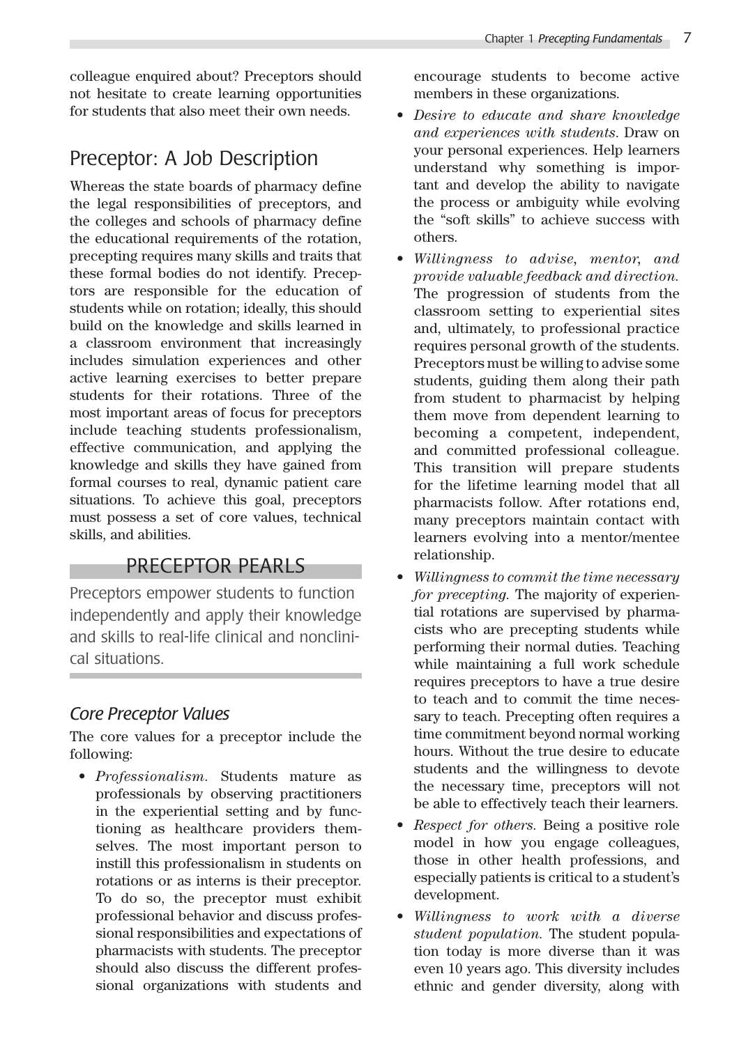colleague enquired about? Preceptors should not hesitate to create learning opportunities for students that also meet their own needs.

## Preceptor: A Job Description

Whereas the state boards of pharmacy define the legal responsibilities of preceptors, and the colleges and schools of pharmacy define the educational requirements of the rotation, precepting requires many skills and traits that these formal bodies do not identify. Preceptors are responsible for the education of students while on rotation; ideally, this should build on the knowledge and skills learned in a classroom environment that increasingly includes simulation experiences and other active learning exercises to better prepare students for their rotations. Three of the most important areas of focus for preceptors include teaching students professionalism, effective communication, and applying the knowledge and skills they have gained from formal courses to real, dynamic patient care situations. To achieve this goal, preceptors must possess a set of core values, technical skills, and abilities.

### PRECEPTOR PEARLS

Preceptors empower students to function independently and apply their knowledge and skills to real-life clinical and nonclinical situations.

### *Core Preceptor Values*

The core values for a preceptor include the following:

- *Professionalism.* Students mature as professionals by observing practitioners in the experiential setting and by functioning as healthcare providers themselves. The most important person to instill this professionalism in students on rotations or as interns is their preceptor. To do so, the preceptor must exhibit professional behavior and discuss professional responsibilities and expectations of pharmacists with students. The preceptor should also discuss the different professional organizations with students and encourage students to become active members in these organizations.
- *Desire to educate and share knowledge and experiences with students.* Draw on your personal experiences. Help learners understand why something is important and develop the ability to navigate the process or ambiguity while evolving the "soft skills" to achieve success with others.
- *Willingness to advise, mentor, and provide valuable feedback and direction.* The progression of students from the classroom setting to experiential sites and, ultimately, to professional practice requires personal growth of the students. Preceptors must be willing to advise some students, guiding them along their path from student to pharmacist by helping them move from dependent learning to becoming a competent, independent, and committed professional colleague. This transition will prepare students for the lifetime learning model that all pharmacists follow. After rotations end, many preceptors maintain contact with learners evolving into a mentor/mentee relationship.
- *Willingness to commit the time necessary for precepting.* The majority of experiential rotations are supervised by pharmacists who are precepting students while performing their normal duties. Teaching while maintaining a full work schedule requires preceptors to have a true desire to teach and to commit the time necessary to teach. Precepting often requires a time commitment beyond normal working hours. Without the true desire to educate students and the willingness to devote the necessary time, preceptors will not be able to effectively teach their learners.
- *Respect for others.* Being a positive role model in how you engage colleagues, those in other health professions, and especially patients is critical to a student's development.
- *Willingness to work with a diverse student population.* The student population today is more diverse than it was even 10 years ago. This diversity includes ethnic and gender diversity, along with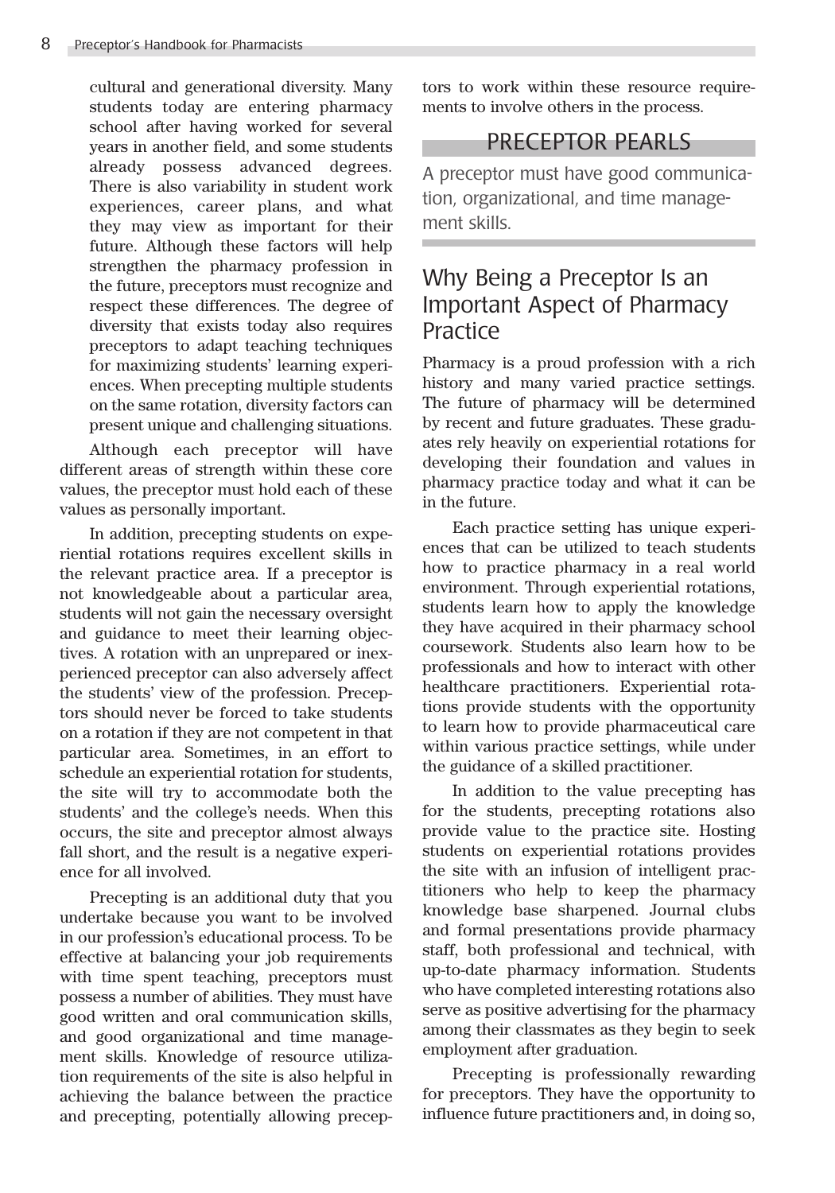cultural and generational diversity. Many students today are entering pharmacy school after having worked for several years in another field, and some students already possess advanced degrees. There is also variability in student work experiences, career plans, and what they may view as important for their future. Although these factors will help strengthen the pharmacy profession in the future, preceptors must recognize and respect these differences. The degree of diversity that exists today also requires preceptors to adapt teaching techniques for maximizing students' learning experiences. When precepting multiple students on the same rotation, diversity factors can present unique and challenging situations.

Although each preceptor will have different areas of strength within these core values, the preceptor must hold each of these values as personally important.

In addition, precepting students on experiential rotations requires excellent skills in the relevant practice area. If a preceptor is not knowledgeable about a particular area, students will not gain the necessary oversight and guidance to meet their learning objectives. A rotation with an unprepared or inexperienced preceptor can also adversely affect the students' view of the profession. Preceptors should never be forced to take students on a rotation if they are not competent in that particular area. Sometimes, in an effort to schedule an experiential rotation for students, the site will try to accommodate both the students' and the college's needs. When this occurs, the site and preceptor almost always fall short, and the result is a negative experience for all involved.

Precepting is an additional duty that you undertake because you want to be involved in our profession's educational process. To be effective at balancing your job requirements with time spent teaching, preceptors must possess a number of abilities. They must have good written and oral communication skills, and good organizational and time management skills. Knowledge of resource utilization requirements of the site is also helpful in achieving the balance between the practice and precepting, potentially allowing preceptors to work within these resource requirements to involve others in the process.

> **PRECEPTOR PEARLS**
>
> A preceptor must have good communication, organizational, and time management skills.

## Why Being a Preceptor Is an Important Aspect of Pharmacy Practice

Pharmacy is a proud profession with a rich history and many varied practice settings. The future of pharmacy will be determined by recent and future graduates. These graduates rely heavily on experiential rotations for developing their foundation and values in pharmacy practice today and what it can be in the future.

Each practice setting has unique experiences that can be utilized to teach students how to practice pharmacy in a real world environment. Through experiential rotations, students learn how to apply the knowledge they have acquired in their pharmacy school coursework. Students also learn how to be professionals and how to interact with other healthcare practitioners. Experiential rotations provide students with the opportunity to learn how to provide pharmaceutical care within various practice settings, while under the guidance of a skilled practitioner.

In addition to the value precepting has for the students, precepting rotations also provide value to the practice site. Hosting students on experiential rotations provides the site with an infusion of intelligent practitioners who help to keep the pharmacy knowledge base sharpened. Journal clubs and formal presentations provide pharmacy staff, both professional and technical, with up-to-date pharmacy information. Students who have completed interesting rotations also serve as positive advertising for the pharmacy among their classmates as they begin to seek employment after graduation.

Precepting is professionally rewarding for preceptors. They have the opportunity to influence future practitioners and, in doing so,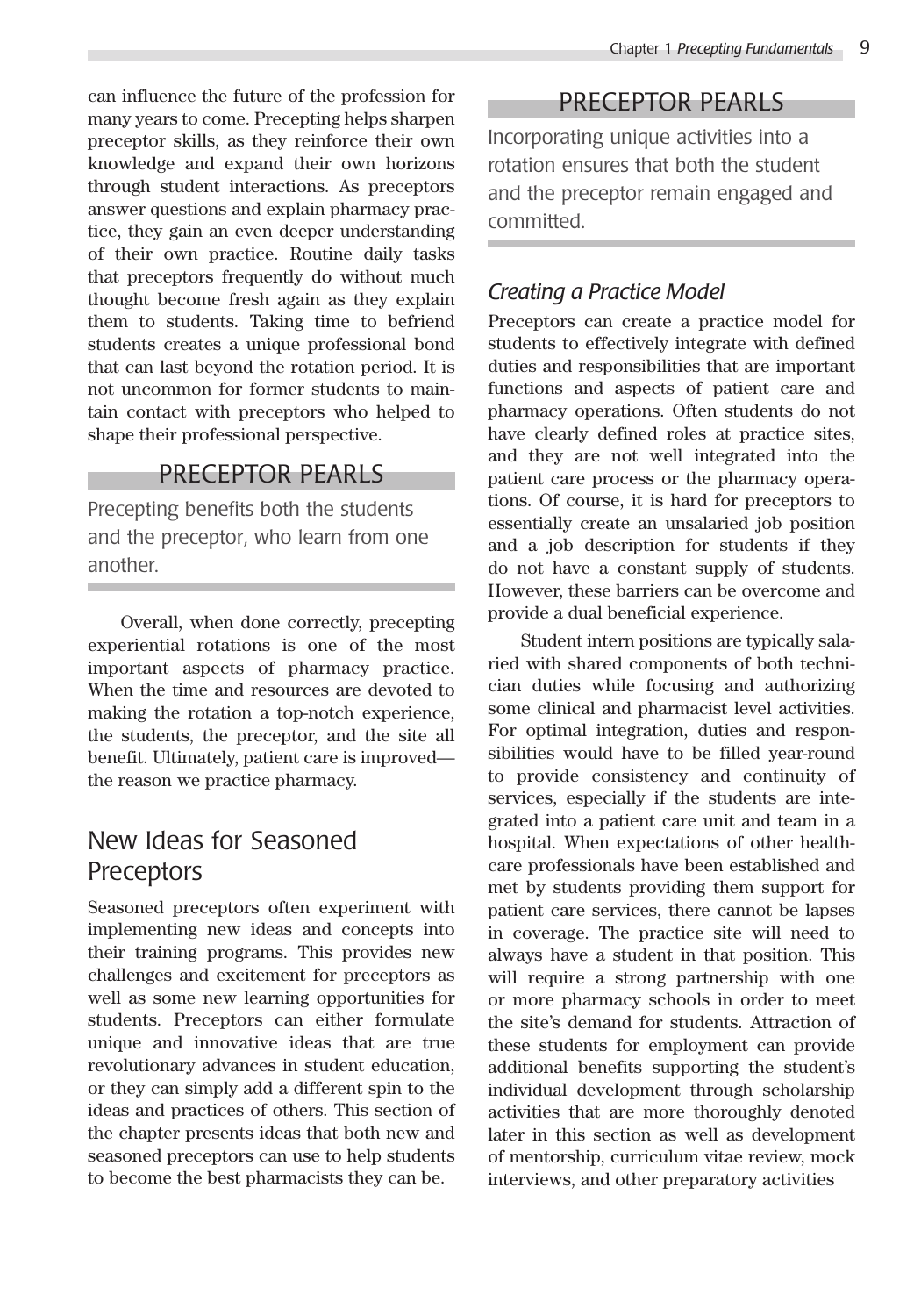can influence the future of the profession for many years to come. Precepting helps sharpen preceptor skills, as they reinforce their own knowledge and expand their own horizons through student interactions. As preceptors answer questions and explain pharmacy practice, they gain an even deeper understanding of their own practice. Routine daily tasks that preceptors frequently do without much thought become fresh again as they explain them to students. Taking time to befriend students creates a unique professional bond that can last beyond the rotation period. It is not uncommon for former students to maintain contact with preceptors who helped to shape their professional perspective.

> **PRECEPTOR PEARLS**
>
> Precepting benefits both the students and the preceptor, who learn from one another.

Overall, when done correctly, precepting experiential rotations is one of the most important aspects of pharmacy practice. When the time and resources are devoted to making the rotation a top-notch experience, the students, the preceptor, and the site all benefit. Ultimately, patient care is improved—the reason we practice pharmacy.

## New Ideas for Seasoned Preceptors

Seasoned preceptors often experiment with implementing new ideas and concepts into their training programs. This provides new challenges and excitement for preceptors as well as some new learning opportunities for students. Preceptors can either formulate unique and innovative ideas that are true revolutionary advances in student education, or they can simply add a different spin to the ideas and practices of others. This section of the chapter presents ideas that both new and seasoned preceptors can use to help students to become the best pharmacists they can be.

> **PRECEPTOR PEARLS**
>
> Incorporating unique activities into a rotation ensures that both the student and the preceptor remain engaged and committed.

### *Creating a Practice Model*

Preceptors can create a practice model for students to effectively integrate with defined duties and responsibilities that are important functions and aspects of patient care and pharmacy operations. Often students do not have clearly defined roles at practice sites, and they are not well integrated into the patient care process or the pharmacy operations. Of course, it is hard for preceptors to essentially create an unsalaried job position and a job description for students if they do not have a constant supply of students. However, these barriers can be overcome and provide a dual beneficial experience.

Student intern positions are typically salaried with shared components of both technician duties while focusing and authorizing some clinical and pharmacist level activities. For optimal integration, duties and responsibilities would have to be filled year-round to provide consistency and continuity of services, especially if the students are integrated into a patient care unit and team in a hospital. When expectations of other healthcare professionals have been established and met by students providing them support for patient care services, there cannot be lapses in coverage. The practice site will need to always have a student in that position. This will require a strong partnership with one or more pharmacy schools in order to meet the site's demand for students. Attraction of these students for employment can provide additional benefits supporting the student's individual development through scholarship activities that are more thoroughly denoted later in this section as well as development of mentorship, curriculum vitae review, mock interviews, and other preparatory activities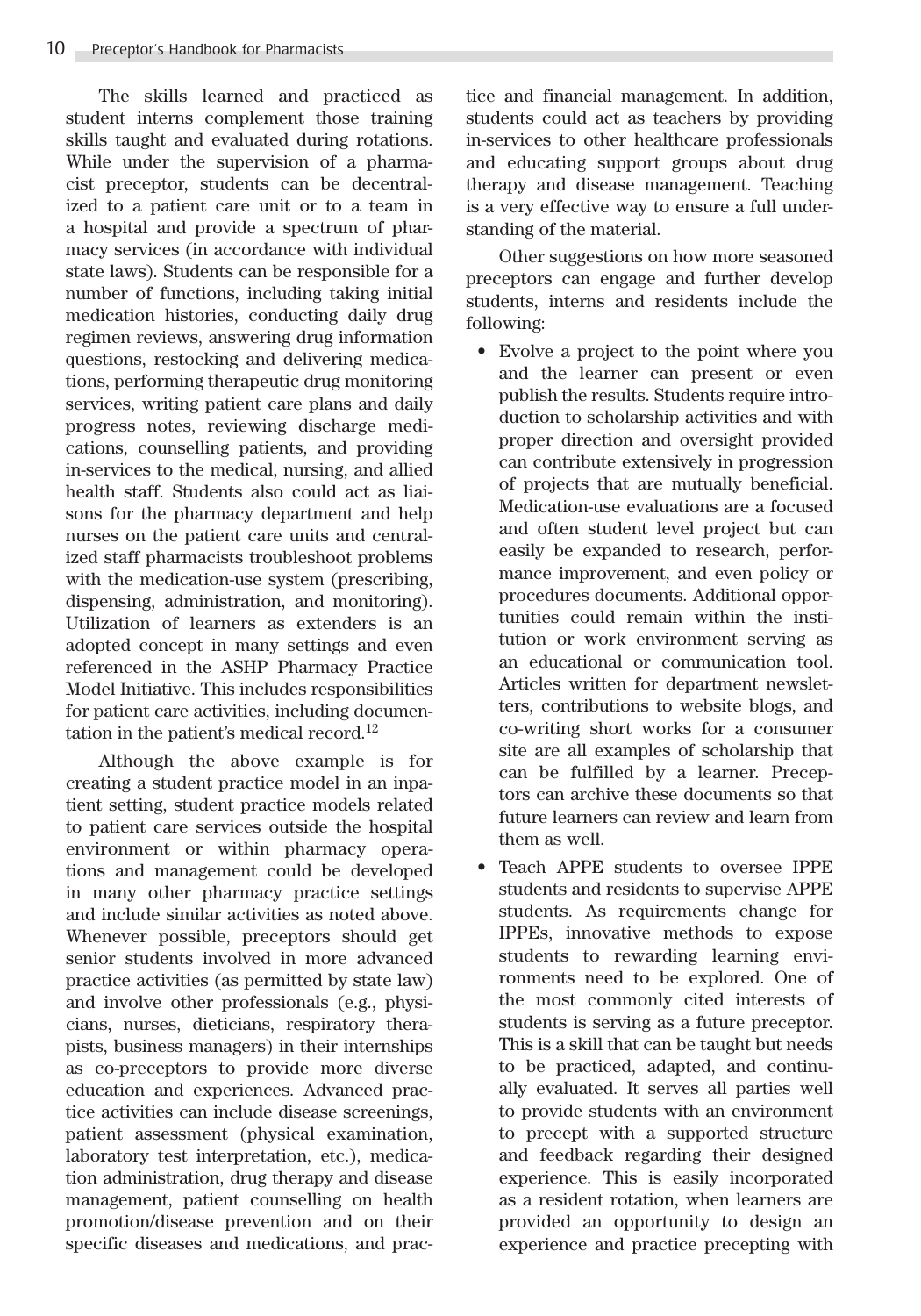The skills learned and practiced as student interns complement those training skills taught and evaluated during rotations. While under the supervision of a pharmacist preceptor, students can be decentralized to a patient care unit or to a team in a hospital and provide a spectrum of pharmacy services (in accordance with individual state laws). Students can be responsible for a number of functions, including taking initial medication histories, conducting daily drug regimen reviews, answering drug information questions, restocking and delivering medications, performing therapeutic drug monitoring services, writing patient care plans and daily progress notes, reviewing discharge medications, counselling patients, and providing in-services to the medical, nursing, and allied health staff. Students also could act as liaisons for the pharmacy department and help nurses on the patient care units and centralized staff pharmacists troubleshoot problems with the medication-use system (prescribing, dispensing, administration, and monitoring). Utilization of learners as extenders is an adopted concept in many settings and even referenced in the ASHP Pharmacy Practice Model Initiative. This includes responsibilities for patient care activities, including documentation in the patient's medical record.[12]

Although the above example is for creating a student practice model in an inpatient setting, student practice models related to patient care services outside the hospital environment or within pharmacy operations and management could be developed in many other pharmacy practice settings and include similar activities as noted above. Whenever possible, preceptors should get senior students involved in more advanced practice activities (as permitted by state law) and involve other professionals (e.g., physicians, nurses, dieticians, respiratory therapists, business managers) in their internships as co-preceptors to provide more diverse education and experiences. Advanced practice activities can include disease screenings, patient assessment (physical examination, laboratory test interpretation, etc.), medication administration, drug therapy and disease management, patient counselling on health promotion/disease prevention and on their specific diseases and medications, and practice and financial management. In addition, students could act as teachers by providing in-services to other healthcare professionals and educating support groups about drug therapy and disease management. Teaching is a very effective way to ensure a full understanding of the material.

Other suggestions on how more seasoned preceptors can engage and further develop students, interns and residents include the following:

- Evolve a project to the point where you and the learner can present or even publish the results. Students require introduction to scholarship activities and with proper direction and oversight provided can contribute extensively in progression of projects that are mutually beneficial. Medication-use evaluations are a focused and often student level project but can easily be expanded to research, performance improvement, and even policy or procedures documents. Additional opportunities could remain within the institution or work environment serving as an educational or communication tool. Articles written for department newsletters, contributions to website blogs, and co-writing short works for a consumer site are all examples of scholarship that can be fulfilled by a learner. Preceptors can archive these documents so that future learners can review and learn from them as well.
- Teach APPE students to oversee IPPE students and residents to supervise APPE students. As requirements change for IPPEs, innovative methods to expose students to rewarding learning environments need to be explored. One of the most commonly cited interests of students is serving as a future preceptor. This is a skill that can be taught but needs to be practiced, adapted, and continually evaluated. It serves all parties well to provide students with an environment to precept with a supported structure and feedback regarding their designed experience. This is easily incorporated as a resident rotation, when learners are provided an opportunity to design an experience and practice precepting with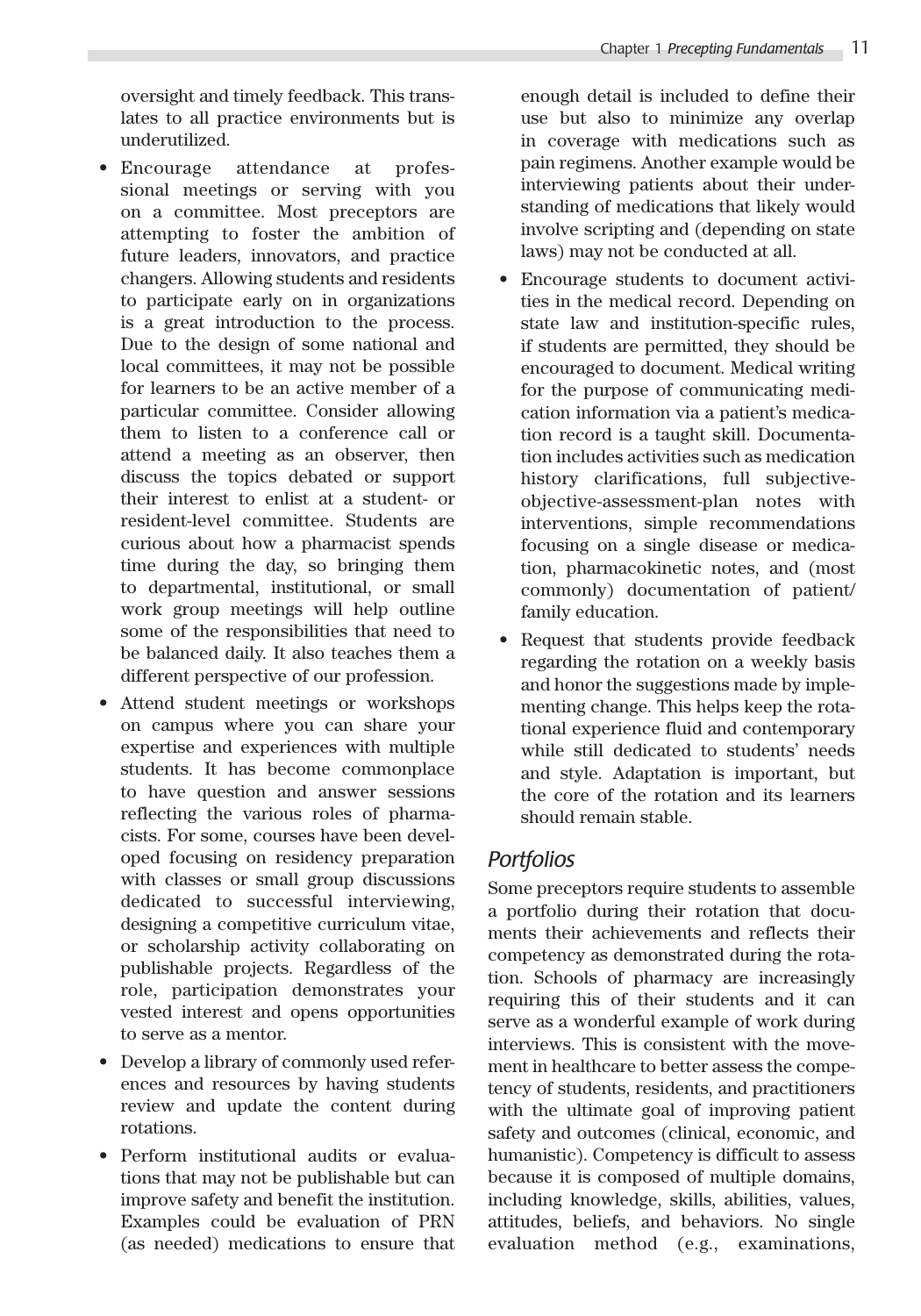oversight and timely feedback. This translates to all practice environments but is underutilized.

- Encourage attendance at professional meetings or serving with you on a committee. Most preceptors are attempting to foster the ambition of future leaders, innovators, and practice changers. Allowing students and residents to participate early on in organizations is a great introduction to the process. Due to the design of some national and local committees, it may not be possible for learners to be an active member of a particular committee. Consider allowing them to listen to a conference call or attend a meeting as an observer, then discuss the topics debated or support their interest to enlist at a student- or resident-level committee. Students are curious about how a pharmacist spends time during the day, so bringing them to departmental, institutional, or small work group meetings will help outline some of the responsibilities that need to be balanced daily. It also teaches them a different perspective of our profession.
- Attend student meetings or workshops on campus where you can share your expertise and experiences with multiple students. It has become commonplace to have question and answer sessions reflecting the various roles of pharmacists. For some, courses have been developed focusing on residency preparation with classes or small group discussions dedicated to successful interviewing, designing a competitive curriculum vitae, or scholarship activity collaborating on publishable projects. Regardless of the role, participation demonstrates your vested interest and opens opportunities to serve as a mentor.
- Develop a library of commonly used references and resources by having students review and update the content during rotations.
- Perform institutional audits or evaluations that may not be publishable but can improve safety and benefit the institution. Examples could be evaluation of PRN (as needed) medications to ensure that enough detail is included to define their use but also to minimize any overlap in coverage with medications such as pain regimens. Another example would be interviewing patients about their understanding of medications that likely would involve scripting and (depending on state laws) may not be conducted at all.
- Encourage students to document activities in the medical record. Depending on state law and institution-specific rules, if students are permitted, they should be encouraged to document. Medical writing for the purpose of communicating medication information via a patient's medication record is a taught skill. Documentation includes activities such as medication history clarifications, full subjective-objective-assessment-plan notes with interventions, simple recommendations focusing on a single disease or medication, pharmacokinetic notes, and (most commonly) documentation of patient/family education.
- Request that students provide feedback regarding the rotation on a weekly basis and honor the suggestions made by implementing change. This helps keep the rotational experience fluid and contemporary while still dedicated to students' needs and style. Adaptation is important, but the core of the rotation and its learners should remain stable.

## Portfolios

Some preceptors require students to assemble a portfolio during their rotation that documents their achievements and reflects their competency as demonstrated during the rotation. Schools of pharmacy are increasingly requiring this of their students and it can serve as a wonderful example of work during interviews. This is consistent with the movement in healthcare to better assess the competency of students, residents, and practitioners with the ultimate goal of improving patient safety and outcomes (clinical, economic, and humanistic). Competency is difficult to assess because it is composed of multiple domains, including knowledge, skills, abilities, values, attitudes, beliefs, and behaviors. No single evaluation method (e.g., examinations,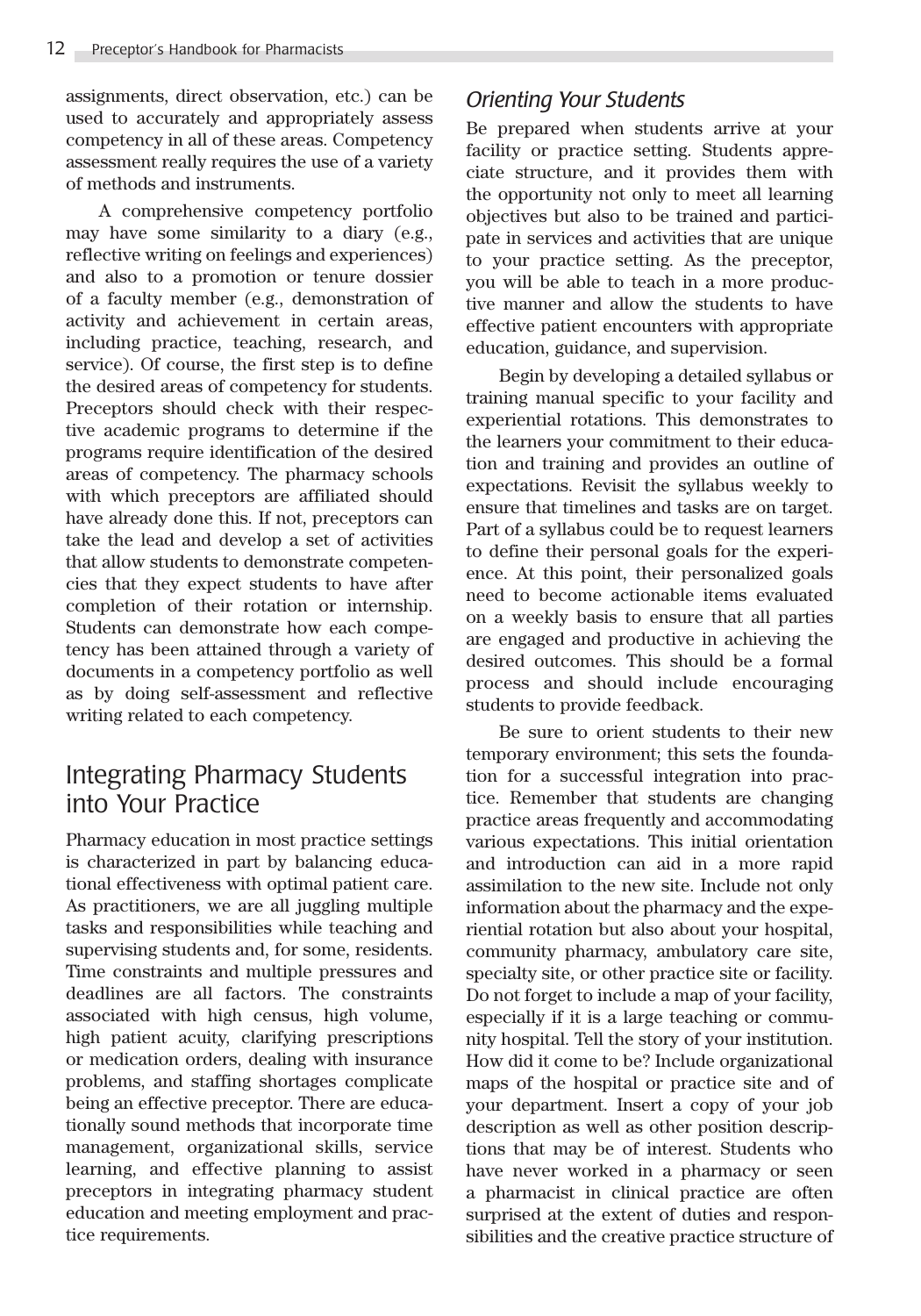assignments, direct observation, etc.) can be used to accurately and appropriately assess competency in all of these areas. Competency assessment really requires the use of a variety of methods and instruments.

A comprehensive competency portfolio may have some similarity to a diary (e.g., reflective writing on feelings and experiences) and also to a promotion or tenure dossier of a faculty member (e.g., demonstration of activity and achievement in certain areas, including practice, teaching, research, and service). Of course, the first step is to define the desired areas of competency for students. Preceptors should check with their respective academic programs to determine if the programs require identification of the desired areas of competency. The pharmacy schools with which preceptors are affiliated should have already done this. If not, preceptors can take the lead and develop a set of activities that allow students to demonstrate competencies that they expect students to have after completion of their rotation or internship. Students can demonstrate how each competency has been attained through a variety of documents in a competency portfolio as well as by doing self-assessment and reflective writing related to each competency.

## Integrating Pharmacy Students into Your Practice

Pharmacy education in most practice settings is characterized in part by balancing educational effectiveness with optimal patient care. As practitioners, we are all juggling multiple tasks and responsibilities while teaching and supervising students and, for some, residents. Time constraints and multiple pressures and deadlines are all factors. The constraints associated with high census, high volume, high patient acuity, clarifying prescriptions or medication orders, dealing with insurance problems, and staffing shortages complicate being an effective preceptor. There are educationally sound methods that incorporate time management, organizational skills, service learning, and effective planning to assist preceptors in integrating pharmacy student education and meeting employment and practice requirements.

### *Orienting Your Students*

Be prepared when students arrive at your facility or practice setting. Students appreciate structure, and it provides them with the opportunity not only to meet all learning objectives but also to be trained and participate in services and activities that are unique to your practice setting. As the preceptor, you will be able to teach in a more productive manner and allow the students to have effective patient encounters with appropriate education, guidance, and supervision.

Begin by developing a detailed syllabus or training manual specific to your facility and experiential rotations. This demonstrates to the learners your commitment to their education and training and provides an outline of expectations. Revisit the syllabus weekly to ensure that timelines and tasks are on target. Part of a syllabus could be to request learners to define their personal goals for the experience. At this point, their personalized goals need to become actionable items evaluated on a weekly basis to ensure that all parties are engaged and productive in achieving the desired outcomes. This should be a formal process and should include encouraging students to provide feedback.

Be sure to orient students to their new temporary environment; this sets the foundation for a successful integration into practice. Remember that students are changing practice areas frequently and accommodating various expectations. This initial orientation and introduction can aid in a more rapid assimilation to the new site. Include not only information about the pharmacy and the experiential rotation but also about your hospital, community pharmacy, ambulatory care site, specialty site, or other practice site or facility. Do not forget to include a map of your facility, especially if it is a large teaching or community hospital. Tell the story of your institution. How did it come to be? Include organizational maps of the hospital or practice site and of your department. Insert a copy of your job description as well as other position descriptions that may be of interest. Students who have never worked in a pharmacy or seen a pharmacist in clinical practice are often surprised at the extent of duties and responsibilities and the creative practice structure of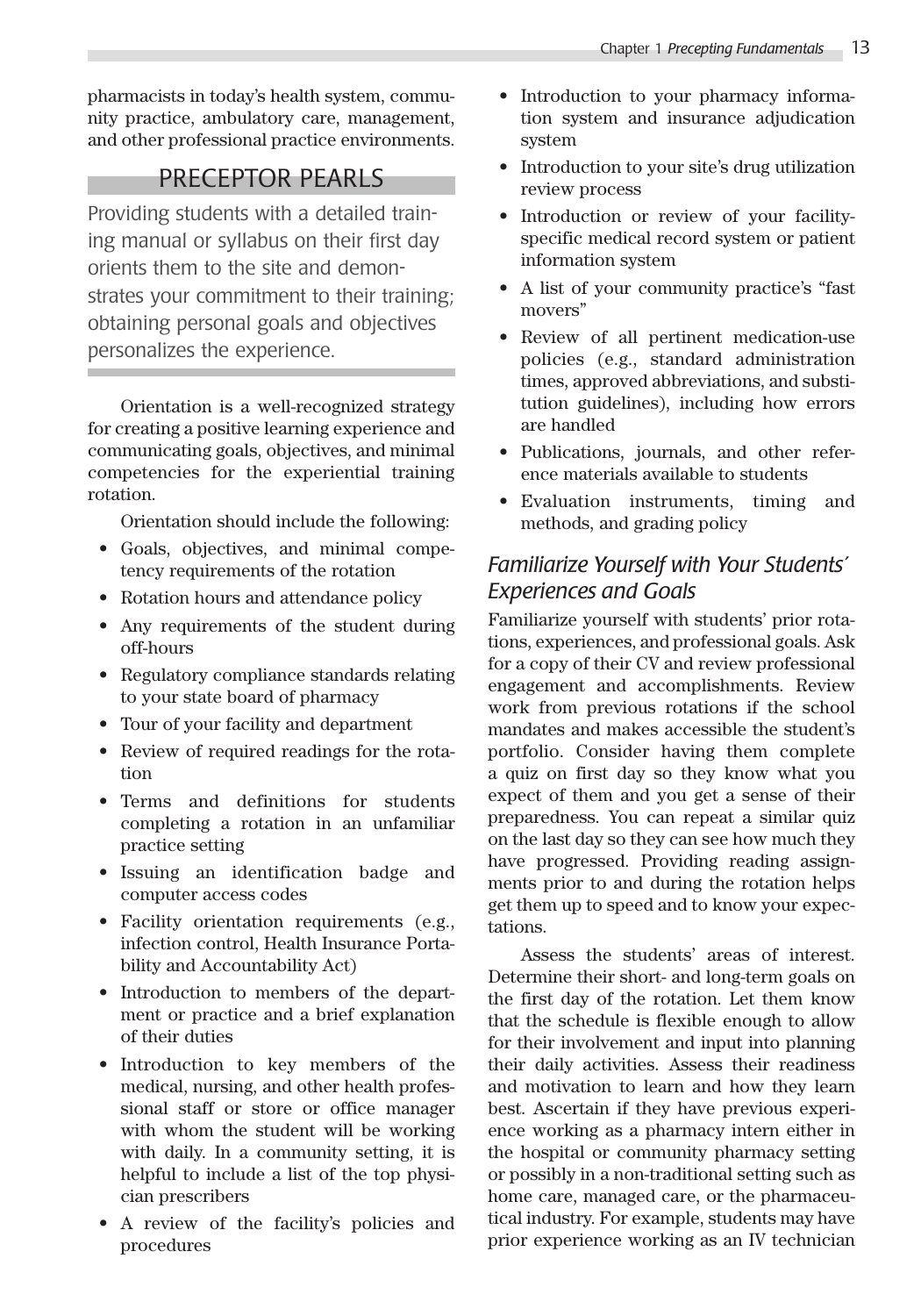pharmacists in today's health system, community practice, ambulatory care, management, and other professional practice environments.

## PRECEPTOR PEARLS

Providing students with a detailed training manual or syllabus on their first day orients them to the site and demonstrates your commitment to their training; obtaining personal goals and objectives personalizes the experience.

Orientation is a well-recognized strategy for creating a positive learning experience and communicating goals, objectives, and minimal competencies for the experiential training rotation.

Orientation should include the following:

- Goals, objectives, and minimal competency requirements of the rotation
- Rotation hours and attendance policy
- Any requirements of the student during off-hours
- Regulatory compliance standards relating to your state board of pharmacy
- Tour of your facility and department
- Review of required readings for the rotation
- Terms and definitions for students completing a rotation in an unfamiliar practice setting
- Issuing an identification badge and computer access codes
- Facility orientation requirements (e.g., infection control, Health Insurance Portability and Accountability Act)
- Introduction to members of the department or practice and a brief explanation of their duties
- Introduction to key members of the medical, nursing, and other health professional staff or store or office manager with whom the student will be working with daily. In a community setting, it is helpful to include a list of the top physician prescribers
- A review of the facility's policies and procedures
- Introduction to your pharmacy information system and insurance adjudication system
- Introduction to your site's drug utilization review process
- Introduction or review of your facility-specific medical record system or patient information system
- A list of your community practice's "fast movers"
- Review of all pertinent medication-use policies (e.g., standard administration times, approved abbreviations, and substitution guidelines), including how errors are handled
- Publications, journals, and other reference materials available to students
- Evaluation instruments, timing and methods, and grading policy

### *Familiarize Yourself with Your Students' Experiences and Goals*

Familiarize yourself with students' prior rotations, experiences, and professional goals. Ask for a copy of their CV and review professional engagement and accomplishments. Review work from previous rotations if the school mandates and makes accessible the student's portfolio. Consider having them complete a quiz on first day so they know what you expect of them and you get a sense of their preparedness. You can repeat a similar quiz on the last day so they can see how much they have progressed. Providing reading assignments prior to and during the rotation helps get them up to speed and to know your expectations.

Assess the students' areas of interest. Determine their short- and long-term goals on the first day of the rotation. Let them know that the schedule is flexible enough to allow for their involvement and input into planning their daily activities. Assess their readiness and motivation to learn and how they learn best. Ascertain if they have previous experience working as a pharmacy intern either in the hospital or community pharmacy setting or possibly in a non-traditional setting such as home care, managed care, or the pharmaceutical industry. For example, students may have prior experience working as an IV technician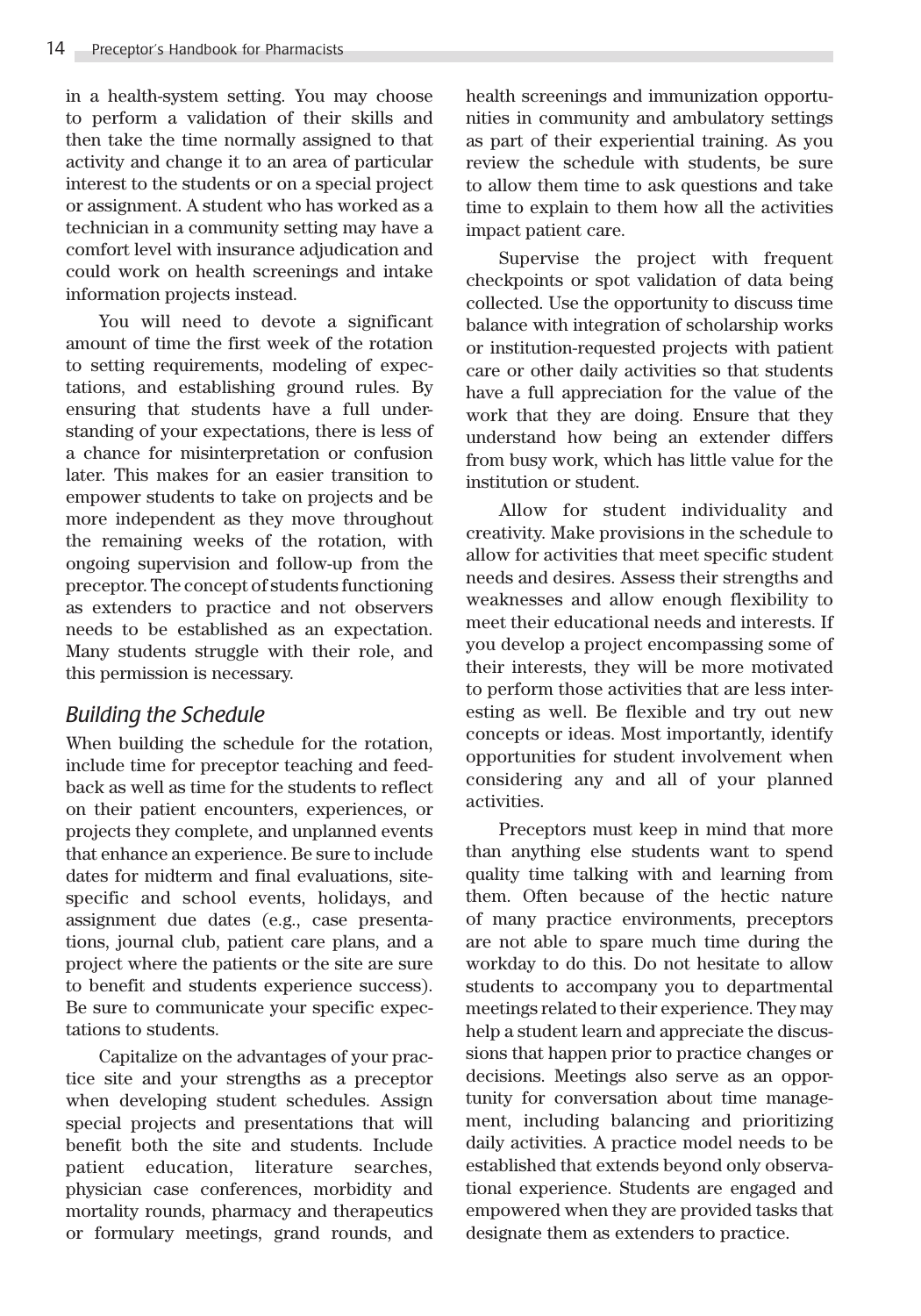in a health-system setting. You may choose to perform a validation of their skills and then take the time normally assigned to that activity and change it to an area of particular interest to the students or on a special project or assignment. A student who has worked as a technician in a community setting may have a comfort level with insurance adjudication and could work on health screenings and intake information projects instead.

You will need to devote a significant amount of time the first week of the rotation to setting requirements, modeling of expectations, and establishing ground rules. By ensuring that students have a full understanding of your expectations, there is less of a chance for misinterpretation or confusion later. This makes for an easier transition to empower students to take on projects and be more independent as they move throughout the remaining weeks of the rotation, with ongoing supervision and follow-up from the preceptor. The concept of students functioning as extenders to practice and not observers needs to be established as an expectation. Many students struggle with their role, and this permission is necessary.

### *Building the Schedule*

When building the schedule for the rotation, include time for preceptor teaching and feedback as well as time for the students to reflect on their patient encounters, experiences, or projects they complete, and unplanned events that enhance an experience. Be sure to include dates for midterm and final evaluations, site-specific and school events, holidays, and assignment due dates (e.g., case presentations, journal club, patient care plans, and a project where the patients or the site are sure to benefit and students experience success). Be sure to communicate your specific expectations to students.

Capitalize on the advantages of your practice site and your strengths as a preceptor when developing student schedules. Assign special projects and presentations that will benefit both the site and students. Include patient education, literature searches, physician case conferences, morbidity and mortality rounds, pharmacy and therapeutics or formulary meetings, grand rounds, and health screenings and immunization opportunities in community and ambulatory settings as part of their experiential training. As you review the schedule with students, be sure to allow them time to ask questions and take time to explain to them how all the activities impact patient care.

Supervise the project with frequent checkpoints or spot validation of data being collected. Use the opportunity to discuss time balance with integration of scholarship works or institution-requested projects with patient care or other daily activities so that students have a full appreciation for the value of the work that they are doing. Ensure that they understand how being an extender differs from busy work, which has little value for the institution or student.

Allow for student individuality and creativity. Make provisions in the schedule to allow for activities that meet specific student needs and desires. Assess their strengths and weaknesses and allow enough flexibility to meet their educational needs and interests. If you develop a project encompassing some of their interests, they will be more motivated to perform those activities that are less interesting as well. Be flexible and try out new concepts or ideas. Most importantly, identify opportunities for student involvement when considering any and all of your planned activities.

Preceptors must keep in mind that more than anything else students want to spend quality time talking with and learning from them. Often because of the hectic nature of many practice environments, preceptors are not able to spare much time during the workday to do this. Do not hesitate to allow students to accompany you to departmental meetings related to their experience. They may help a student learn and appreciate the discussions that happen prior to practice changes or decisions. Meetings also serve as an opportunity for conversation about time management, including balancing and prioritizing daily activities. A practice model needs to be established that extends beyond only observational experience. Students are engaged and empowered when they are provided tasks that designate them as extenders to practice.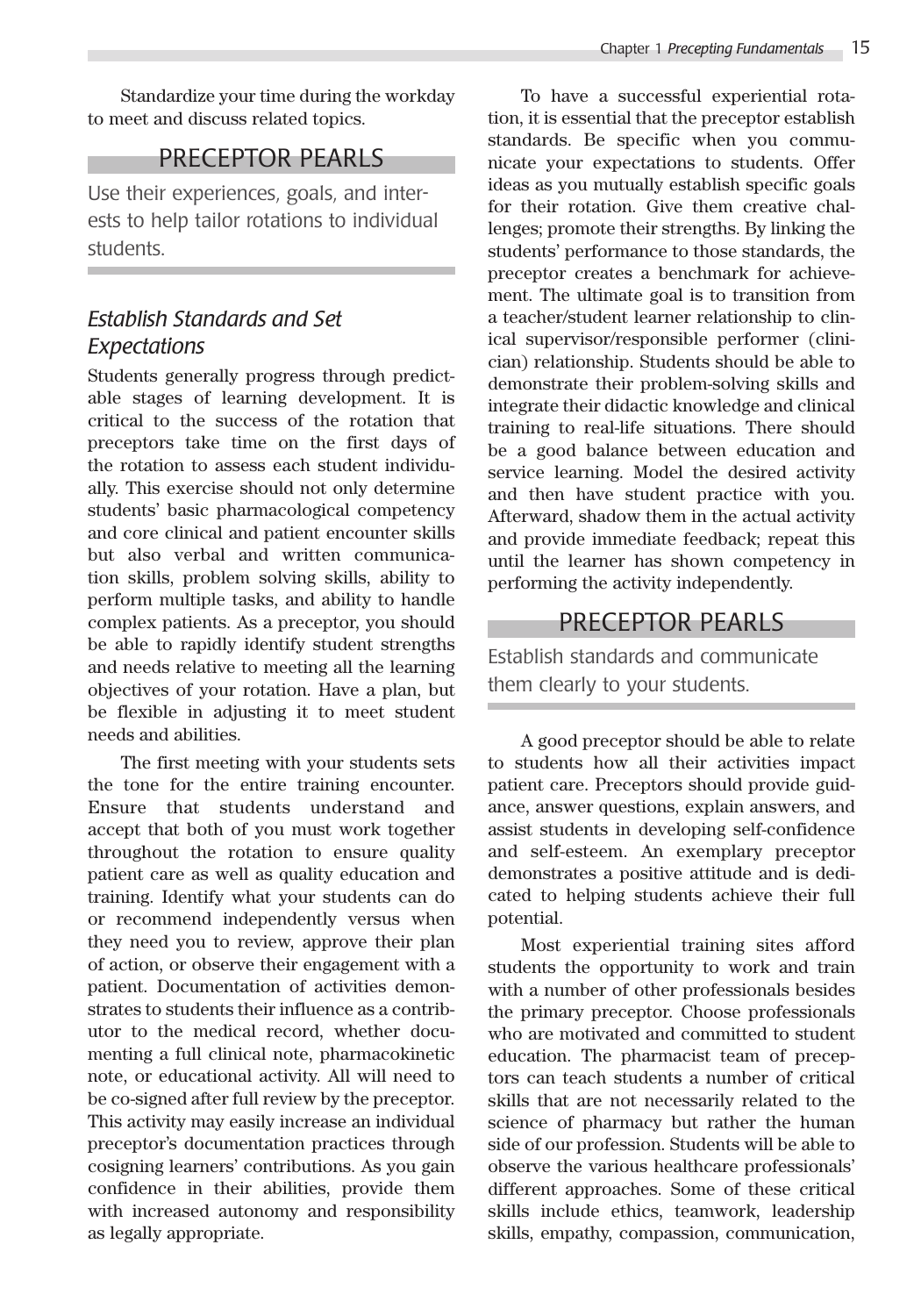Standardize your time during the workday to meet and discuss related topics.

## PRECEPTOR PEARLS

Use their experiences, goals, and interests to help tailor rotations to individual students.

### *Establish Standards and Set Expectations*

Students generally progress through predictable stages of learning development. It is critical to the success of the rotation that preceptors take time on the first days of the rotation to assess each student individually. This exercise should not only determine students' basic pharmacological competency and core clinical and patient encounter skills but also verbal and written communication skills, problem solving skills, ability to perform multiple tasks, and ability to handle complex patients. As a preceptor, you should be able to rapidly identify student strengths and needs relative to meeting all the learning objectives of your rotation. Have a plan, but be flexible in adjusting it to meet student needs and abilities.

The first meeting with your students sets the tone for the entire training encounter. Ensure that students understand and accept that both of you must work together throughout the rotation to ensure quality patient care as well as quality education and training. Identify what your students can do or recommend independently versus when they need you to review, approve their plan of action, or observe their engagement with a patient. Documentation of activities demonstrates to students their influence as a contributor to the medical record, whether documenting a full clinical note, pharmacokinetic note, or educational activity. All will need to be co-signed after full review by the preceptor. This activity may easily increase an individual preceptor's documentation practices through cosigning learners' contributions. As you gain confidence in their abilities, provide them with increased autonomy and responsibility as legally appropriate.

To have a successful experiential rotation, it is essential that the preceptor establish standards. Be specific when you communicate your expectations to students. Offer ideas as you mutually establish specific goals for their rotation. Give them creative challenges; promote their strengths. By linking the students' performance to those standards, the preceptor creates a benchmark for achievement. The ultimate goal is to transition from a teacher/student learner relationship to clinical supervisor/responsible performer (clinician) relationship. Students should be able to demonstrate their problem-solving skills and integrate their didactic knowledge and clinical training to real-life situations. There should be a good balance between education and service learning. Model the desired activity and then have student practice with you. Afterward, shadow them in the actual activity and provide immediate feedback; repeat this until the learner has shown competency in performing the activity independently.

## PRECEPTOR PEARLS

Establish standards and communicate them clearly to your students.

A good preceptor should be able to relate to students how all their activities impact patient care. Preceptors should provide guidance, answer questions, explain answers, and assist students in developing self-confidence and self-esteem. An exemplary preceptor demonstrates a positive attitude and is dedicated to helping students achieve their full potential.

Most experiential training sites afford students the opportunity to work and train with a number of other professionals besides the primary preceptor. Choose professionals who are motivated and committed to student education. The pharmacist team of preceptors can teach students a number of critical skills that are not necessarily related to the science of pharmacy but rather the human side of our profession. Students will be able to observe the various healthcare professionals' different approaches. Some of these critical skills include ethics, teamwork, leadership skills, empathy, compassion, communication,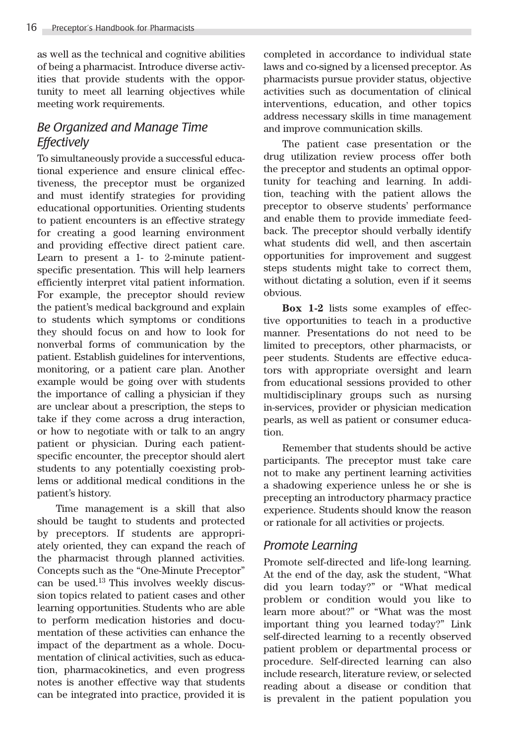as well as the technical and cognitive abilities of being a pharmacist. Introduce diverse activities that provide students with the opportunity to meet all learning objectives while meeting work requirements.

### Be Organized and Manage Time Effectively

To simultaneously provide a successful educational experience and ensure clinical effectiveness, the preceptor must be organized and must identify strategies for providing educational opportunities. Orienting students to patient encounters is an effective strategy for creating a good learning environment and providing effective direct patient care. Learn to present a 1- to 2-minute patient-specific presentation. This will help learners efficiently interpret vital patient information. For example, the preceptor should review the patient's medical background and explain to students which symptoms or conditions they should focus on and how to look for nonverbal forms of communication by the patient. Establish guidelines for interventions, monitoring, or a patient care plan. Another example would be going over with students the importance of calling a physician if they are unclear about a prescription, the steps to take if they come across a drug interaction, or how to negotiate with or talk to an angry patient or physician. During each patient-specific encounter, the preceptor should alert students to any potentially coexisting problems or additional medical conditions in the patient's history.

Time management is a skill that also should be taught to students and protected by preceptors. If students are appropriately oriented, they can expand the reach of the pharmacist through planned activities. Concepts such as the "One-Minute Preceptor" can be used.[13] This involves weekly discussion topics related to patient cases and other learning opportunities. Students who are able to perform medication histories and documentation of these activities can enhance the impact of the department as a whole. Documentation of clinical activities, such as education, pharmacokinetics, and even progress notes is another effective way that students can be integrated into practice, provided it is completed in accordance to individual state laws and co-signed by a licensed preceptor. As pharmacists pursue provider status, objective activities such as documentation of clinical interventions, education, and other topics address necessary skills in time management and improve communication skills.

The patient case presentation or the drug utilization review process offer both the preceptor and students an optimal opportunity for teaching and learning. In addition, teaching with the patient allows the preceptor to observe students' performance and enable them to provide immediate feedback. The preceptor should verbally identify what students did well, and then ascertain opportunities for improvement and suggest steps students might take to correct them, without dictating a solution, even if it seems obvious.

**Box 1-2** lists some examples of effective opportunities to teach in a productive manner. Presentations do not need to be limited to preceptors, other pharmacists, or peer students. Students are effective educators with appropriate oversight and learn from educational sessions provided to other multidisciplinary groups such as nursing in-services, provider or physician medication pearls, as well as patient or consumer education.

Remember that students should be active participants. The preceptor must take care not to make any pertinent learning activities a shadowing experience unless he or she is precepting an introductory pharmacy practice experience. Students should know the reason or rationale for all activities or projects.

### Promote Learning

Promote self-directed and life-long learning. At the end of the day, ask the student, "What did you learn today?" or "What medical problem or condition would you like to learn more about?" or "What was the most important thing you learned today?" Link self-directed learning to a recently observed patient problem or departmental process or procedure. Self-directed learning can also include research, literature review, or selected reading about a disease or condition that is prevalent in the patient population you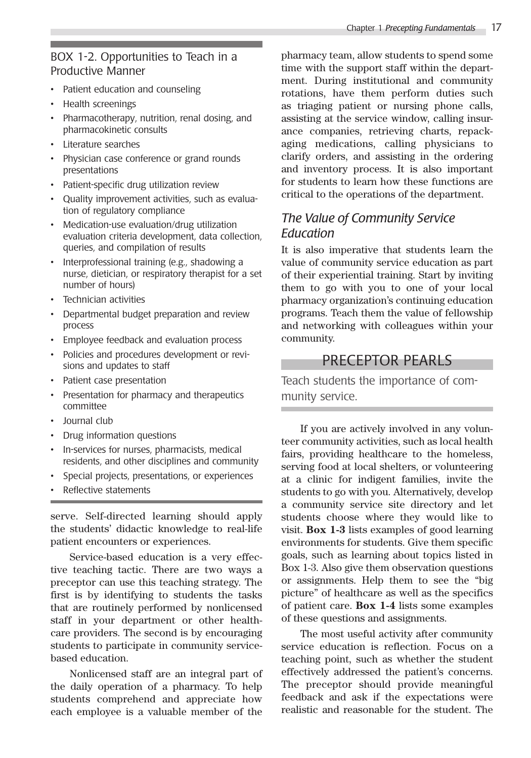## BOX 1-2. Opportunities to Teach in a Productive Manner

- Patient education and counseling
- Health screenings
- Pharmacotherapy, nutrition, renal dosing, and pharmacokinetic consults
- Literature searches
- Physician case conference or grand rounds presentations
- Patient-specific drug utilization review
- Quality improvement activities, such as evaluation of regulatory compliance
- Medication-use evaluation/drug utilization evaluation criteria development, data collection, queries, and compilation of results
- Interprofessional training (e.g., shadowing a nurse, dietician, or respiratory therapist for a set number of hours)
- Technician activities
- Departmental budget preparation and review process
- Employee feedback and evaluation process
- Policies and procedures development or revisions and updates to staff
- Patient case presentation
- Presentation for pharmacy and therapeutics committee
- Journal club
- Drug information questions
- In-services for nurses, pharmacists, medical residents, and other disciplines and community
- Special projects, presentations, or experiences
- Reflective statements

serve. Self-directed learning should apply the students' didactic knowledge to real-life patient encounters or experiences.

Service-based education is a very effective teaching tactic. There are two ways a preceptor can use this teaching strategy. The first is by identifying to students the tasks that are routinely performed by nonlicensed staff in your department or other healthcare providers. The second is by encouraging students to participate in community service-based education.

Nonlicensed staff are an integral part of the daily operation of a pharmacy. To help students comprehend and appreciate how each employee is a valuable member of the pharmacy team, allow students to spend some time with the support staff within the department. During institutional and community rotations, have them perform duties such as triaging patient or nursing phone calls, assisting at the service window, calling insurance companies, retrieving charts, repackaging medications, calling physicians to clarify orders, and assisting in the ordering and inventory process. It is also important for students to learn how these functions are critical to the operations of the department.

### *The Value of Community Service Education*

It is also imperative that students learn the value of community service education as part of their experiential training. Start by inviting them to go with you to one of your local pharmacy organization's continuing education programs. Teach them the value of fellowship and networking with colleagues within your community.

## PRECEPTOR PEARLS

Teach students the importance of community service.

If you are actively involved in any volunteer community activities, such as local health fairs, providing healthcare to the homeless, serving food at local shelters, or volunteering at a clinic for indigent families, invite the students to go with you. Alternatively, develop a community service site directory and let students choose where they would like to visit. **Box 1-3** lists examples of good learning environments for students. Give them specific goals, such as learning about topics listed in Box 1-3. Also give them observation questions or assignments. Help them to see the "big picture" of healthcare as well as the specifics of patient care. **Box 1-4** lists some examples of these questions and assignments.

The most useful activity after community service education is reflection. Focus on a teaching point, such as whether the student effectively addressed the patient's concerns. The preceptor should provide meaningful feedback and ask if the expectations were realistic and reasonable for the student. The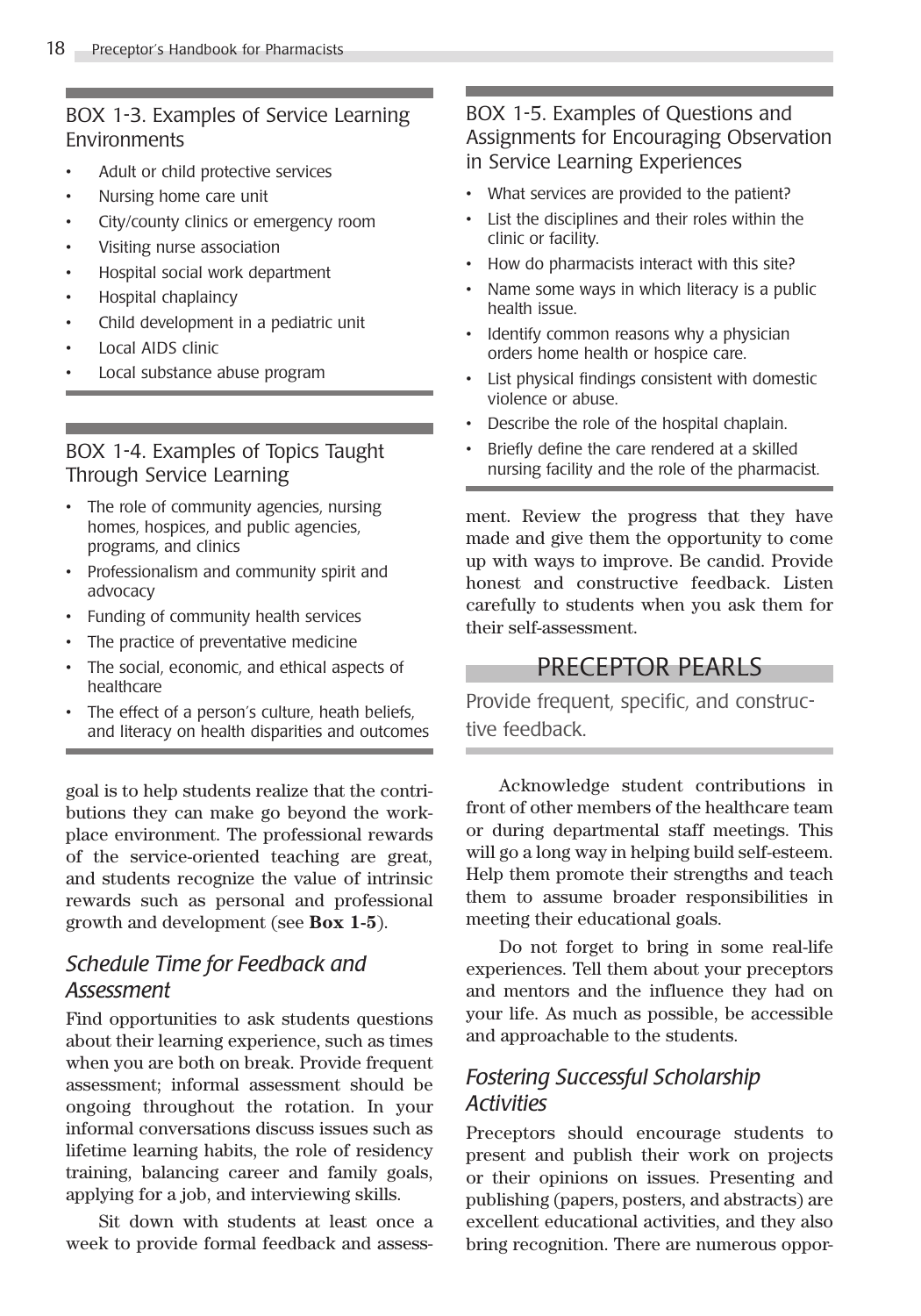### BOX 1-3. Examples of Service Learning Environments

- Adult or child protective services
- Nursing home care unit
- City/county clinics or emergency room
- Visiting nurse association
- Hospital social work department
- Hospital chaplaincy
- Child development in a pediatric unit
- Local AIDS clinic
- Local substance abuse program

### BOX 1-4. Examples of Topics Taught Through Service Learning

- The role of community agencies, nursing homes, hospices, and public agencies, programs, and clinics
- Professionalism and community spirit and advocacy
- Funding of community health services
- The practice of preventative medicine
- The social, economic, and ethical aspects of healthcare
- The effect of a person's culture, heath beliefs, and literacy on health disparities and outcomes

goal is to help students realize that the contributions they can make go beyond the workplace environment. The professional rewards of the service-oriented teaching are great, and students recognize the value of intrinsic rewards such as personal and professional growth and development (see **Box 1-5**).

### BOX 1-5. Examples of Questions and Assignments for Encouraging Observation in Service Learning Experiences

- What services are provided to the patient?
- List the disciplines and their roles within the clinic or facility.
- How do pharmacists interact with this site?
- Name some ways in which literacy is a public health issue.
- Identify common reasons why a physician orders home health or hospice care.
- List physical findings consistent with domestic violence or abuse.
- Describe the role of the hospital chaplain.
- Briefly define the care rendered at a skilled nursing facility and the role of the pharmacist.

## *Schedule Time for Feedback and Assessment*

Find opportunities to ask students questions about their learning experience, such as times when you are both on break. Provide frequent assessment; informal assessment should be ongoing throughout the rotation. In your informal conversations discuss issues such as lifetime learning habits, the role of residency training, balancing career and family goals, applying for a job, and interviewing skills.

Sit down with students at least once a week to provide formal feedback and assessment. Review the progress that they have made and give them the opportunity to come up with ways to improve. Be candid. Provide honest and constructive feedback. Listen carefully to students when you ask them for their self-assessment.

### PRECEPTOR PEARLS

Provide frequent, specific, and constructive feedback.

Acknowledge student contributions in front of other members of the healthcare team or during departmental staff meetings. This will go a long way in helping build self-esteem. Help them promote their strengths and teach them to assume broader responsibilities in meeting their educational goals.

Do not forget to bring in some real-life experiences. Tell them about your preceptors and mentors and the influence they had on your life. As much as possible, be accessible and approachable to the students.

## *Fostering Successful Scholarship Activities*

Preceptors should encourage students to present and publish their work on projects or their opinions on issues. Presenting and publishing (papers, posters, and abstracts) are excellent educational activities, and they also bring recognition. There are numerous oppor-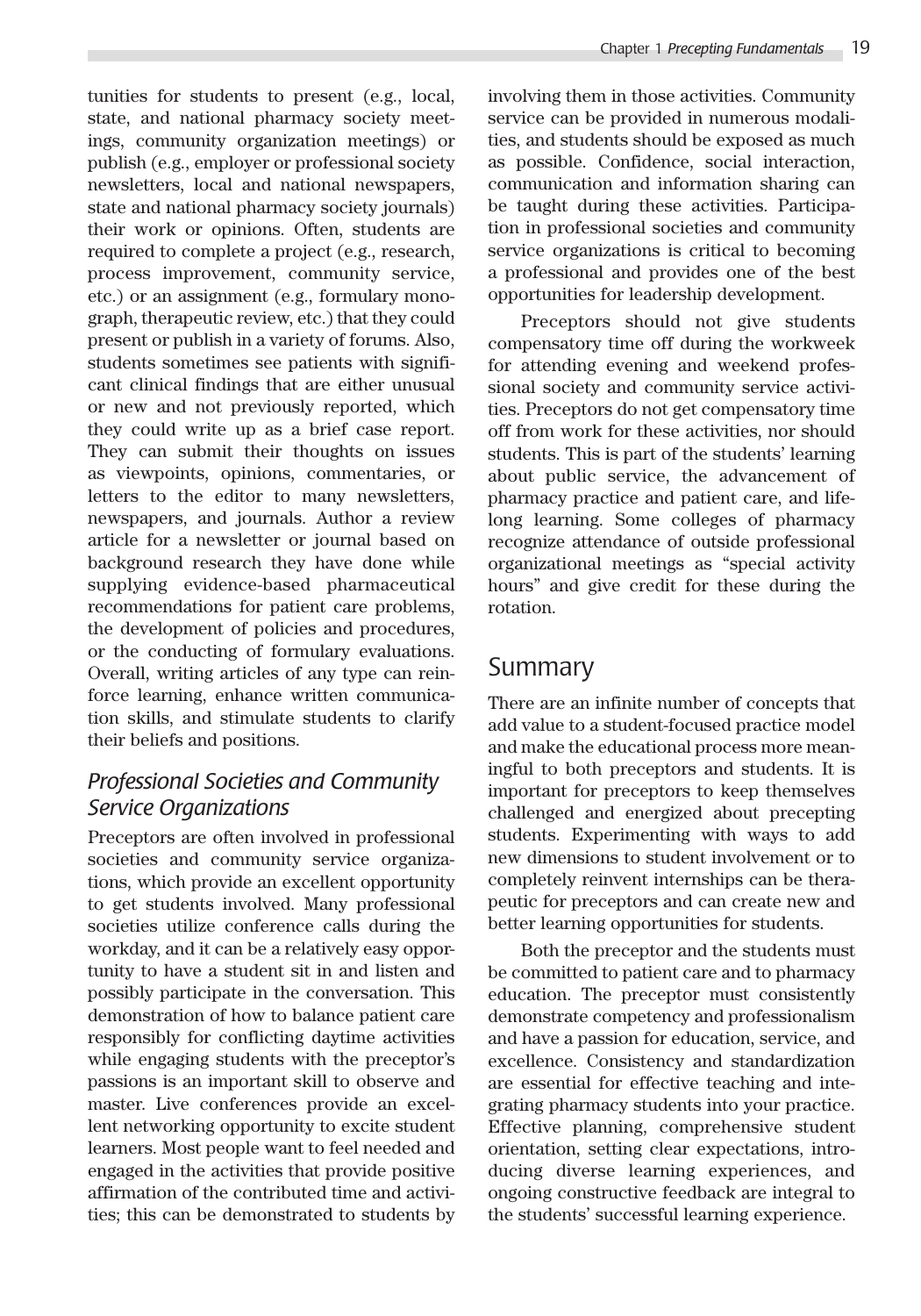tunities for students to present (e.g., local, state, and national pharmacy society meetings, community organization meetings) or publish (e.g., employer or professional society newsletters, local and national newspapers, state and national pharmacy society journals) their work or opinions. Often, students are required to complete a project (e.g., research, process improvement, community service, etc.) or an assignment (e.g., formulary monograph, therapeutic review, etc.) that they could present or publish in a variety of forums. Also, students sometimes see patients with significant clinical findings that are either unusual or new and not previously reported, which they could write up as a brief case report. They can submit their thoughts on issues as viewpoints, opinions, commentaries, or letters to the editor to many newsletters, newspapers, and journals. Author a review article for a newsletter or journal based on background research they have done while supplying evidence-based pharmaceutical recommendations for patient care problems, the development of policies and procedures, or the conducting of formulary evaluations. Overall, writing articles of any type can reinforce learning, enhance written communication skills, and stimulate students to clarify their beliefs and positions.

### *Professional Societies and Community Service Organizations*

Preceptors are often involved in professional societies and community service organizations, which provide an excellent opportunity to get students involved. Many professional societies utilize conference calls during the workday, and it can be a relatively easy opportunity to have a student sit in and listen and possibly participate in the conversation. This demonstration of how to balance patient care responsibly for conflicting daytime activities while engaging students with the preceptor's passions is an important skill to observe and master. Live conferences provide an excellent networking opportunity to excite student learners. Most people want to feel needed and engaged in the activities that provide positive affirmation of the contributed time and activities; this can be demonstrated to students by involving them in those activities. Community service can be provided in numerous modalities, and students should be exposed as much as possible. Confidence, social interaction, communication and information sharing can be taught during these activities. Participation in professional societies and community service organizations is critical to becoming a professional and provides one of the best opportunities for leadership development.

Preceptors should not give students compensatory time off during the workweek for attending evening and weekend professional society and community service activities. Preceptors do not get compensatory time off from work for these activities, nor should students. This is part of the students' learning about public service, the advancement of pharmacy practice and patient care, and lifelong learning. Some colleges of pharmacy recognize attendance of outside professional organizational meetings as "special activity hours" and give credit for these during the rotation.

## Summary

There are an infinite number of concepts that add value to a student-focused practice model and make the educational process more meaningful to both preceptors and students. It is important for preceptors to keep themselves challenged and energized about precepting students. Experimenting with ways to add new dimensions to student involvement or to completely reinvent internships can be therapeutic for preceptors and can create new and better learning opportunities for students.

Both the preceptor and the students must be committed to patient care and to pharmacy education. The preceptor must consistently demonstrate competency and professionalism and have a passion for education, service, and excellence. Consistency and standardization are essential for effective teaching and integrating pharmacy students into your practice. Effective planning, comprehensive student orientation, setting clear expectations, introducing diverse learning experiences, and ongoing constructive feedback are integral to the students' successful learning experience.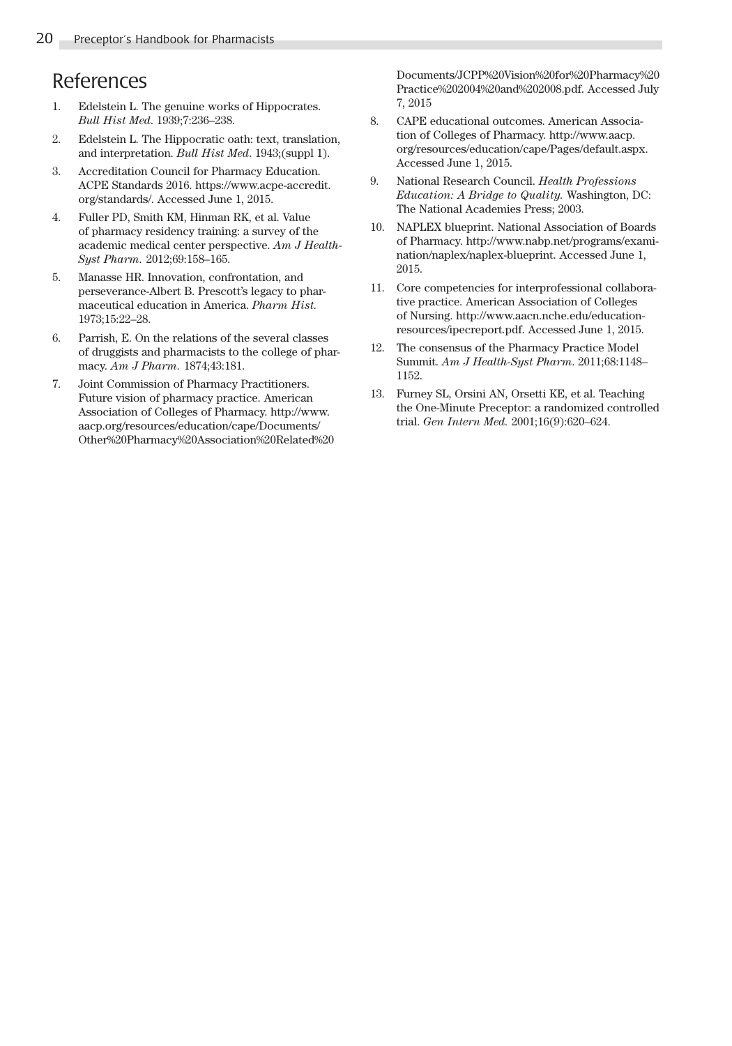# References

1. Edelstein L. The genuine works of Hippocrates. *Bull Hist Med*. 1939;7:236–238.
2. Edelstein L. The Hippocratic oath: text, translation, and interpretation. *Bull Hist Med*. 1943;(suppl 1).
3. Accreditation Council for Pharmacy Education. ACPE Standards 2016. https://www.acpe-accredit.org/standards/. Accessed June 1, 2015.
4. Fuller PD, Smith KM, Hinman RK, et al. Value of pharmacy residency training: a survey of the academic medical center perspective. *Am J Health-Syst Pharm*. 2012;69:158–165.
5. Manasse HR. Innovation, confrontation, and perseverance-Albert B. Prescott's legacy to pharmaceutical education in America. *Pharm Hist*. 1973;15:22–28.
6. Parrish, E. On the relations of the several classes of druggists and pharmacists to the college of pharmacy. *Am J Pharm*. 1874;43:181.
7. Joint Commission of Pharmacy Practitioners. Future vision of pharmacy practice. American Association of Colleges of Pharmacy. http://www.aacp.org/resources/education/cape/Documents/Other%20Pharmacy%20Association%20Related%20Documents/JCPP%20Vision%20for%20Pharmacy%20Practice%202004%20and%202008.pdf. Accessed July 7, 2015
8. CAPE educational outcomes. American Association of Colleges of Pharmacy. http://www.aacp.org/resources/education/cape/Pages/default.aspx. Accessed June 1, 2015.
9. National Research Council. *Health Professions Education: A Bridge to Quality*. Washington, DC: The National Academies Press; 2003.
10. NAPLEX blueprint. National Association of Boards of Pharmacy. http://www.nabp.net/programs/examination/naplex/naplex-blueprint. Accessed June 1, 2015.
11. Core competencies for interprofessional collaborative practice. American Association of Colleges of Nursing. http://www.aacn.nche.edu/education-resources/ipecreport.pdf. Accessed June 1, 2015.
12. The consensus of the Pharmacy Practice Model Summit. *Am J Health-Syst Pharm*. 2011;68:1148–1152.
13. Furney SL, Orsini AN, Orsetti KE, et al. Teaching the One-Minute Preceptor: a randomized controlled trial. *Gen Intern Med*. 2001;16(9):620–624.